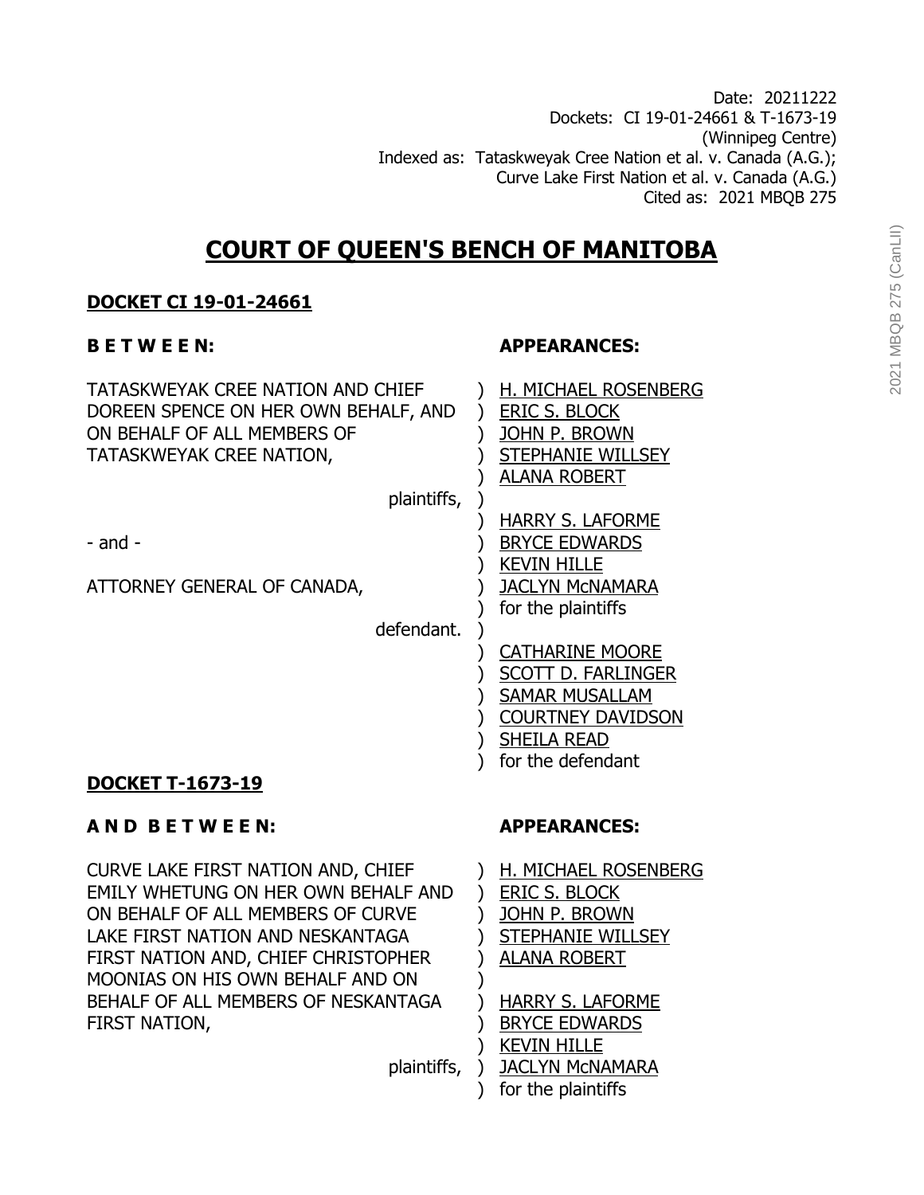Date: 20211222
Dockets: CI 19-01-24661 & T-1673-19
(Winnipeg Centre)
Indexed as: Tataskweyak Cree Nation et al. v. Canada (A.G.);
Curve Lake First Nation et al. v. Canada (A.G.)
Cited as: 2021 MBQB 275

# COURT OF QUEEN'S BENCH OF MANITOBA

## DOCKET CI 19-01-24661

| **B E T W E E N:** | **APPEARANCES:** |
|---|---|
| TATASKWEYAK CREE NATION AND CHIEF DOREEN SPENCE ON HER OWN BEHALF, AND ON BEHALF OF ALL MEMBERS OF TATASKWEYAK CREE NATION, | H. MICHAEL ROSENBERG<br>ERIC S. BLOCK<br>JOHN P. BROWN<br>STEPHANIE WILLSEY<br>ALANA ROBERT |
| plaintiffs, | HARRY S. LAFORME<br>BRYCE EDWARDS<br>KEVIN HILLE<br>JACLYN McNAMARA<br>for the plaintiffs |
| - and - | |
| ATTORNEY GENERAL OF CANADA, | |
| defendant. | CATHARINE MOORE<br>SCOTT D. FARLINGER<br>SAMAR MUSALLAM<br>COURTNEY DAVIDSON<br>SHEILA READ<br>for the defendant |

## DOCKET T-1673-19

| **A N D B E T W E E N:** | **APPEARANCES:** |
|---|---|
| CURVE LAKE FIRST NATION AND, CHIEF EMILY WHETUNG ON HER OWN BEHALF AND ON BEHALF OF ALL MEMBERS OF CURVE LAKE FIRST NATION AND NESKANTAGA FIRST NATION AND, CHIEF CHRISTOPHER MOONIAS ON HIS OWN BEHALF AND ON BEHALF OF ALL MEMBERS OF NESKANTAGA FIRST NATION, | H. MICHAEL ROSENBERG<br>ERIC S. BLOCK<br>JOHN P. BROWN<br>STEPHANIE WILLSEY<br>ALANA ROBERT |
| plaintiffs, | HARRY S. LAFORME<br>BRYCE EDWARDS<br>KEVIN HILLE<br>JACLYN McNAMARA<br>for the plaintiffs |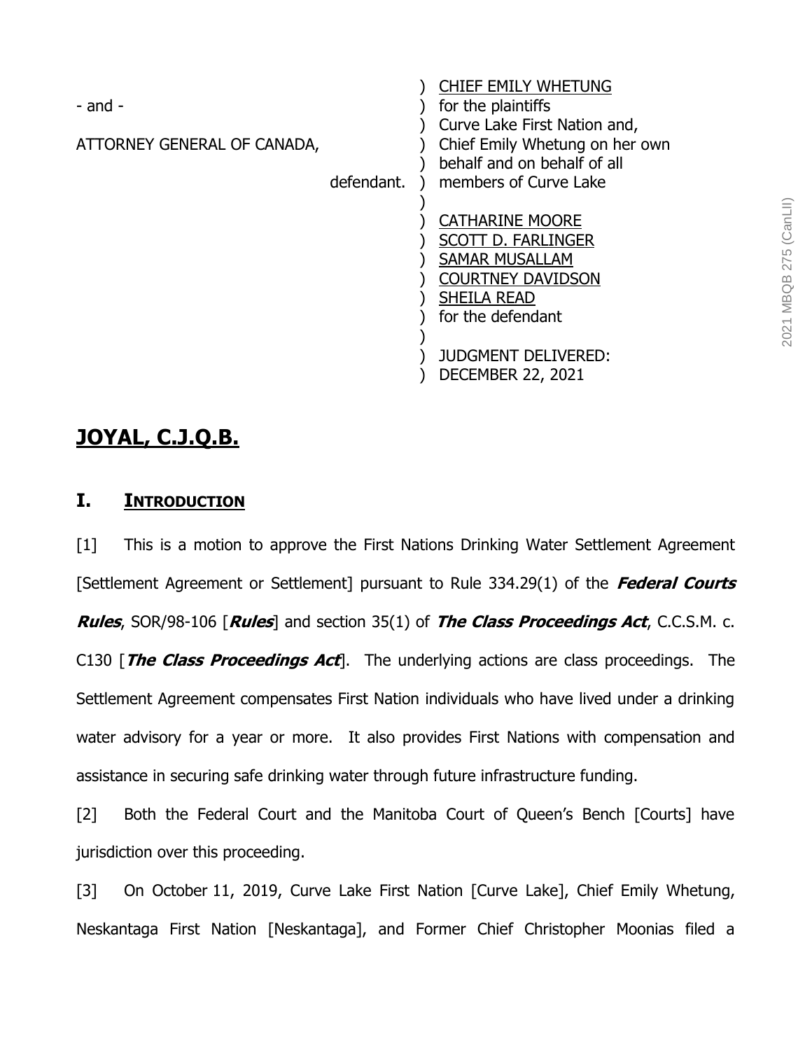- and -

ATTORNEY GENERAL OF CANADA,

defendant.

CHIEF EMILY WHETUNG
for the plaintiffs
Curve Lake First Nation and,
Chief Emily Whetung on her own
behalf and on behalf of all
members of Curve Lake

CATHARINE MOORE
SCOTT D. FARLINGER
SAMAR MUSALLAM
COURTNEY DAVIDSON
SHEILA READ
for the defendant

JUDGMENT DELIVERED:
DECEMBER 22, 2021

## JOYAL, C.J.Q.B.

## I. INTRODUCTION

[1] This is a motion to approve the First Nations Drinking Water Settlement Agreement [Settlement Agreement or Settlement] pursuant to Rule 334.29(1) of the ***Federal Courts Rules***, SOR/98-106 [***Rules***] and section 35(1) of ***The Class Proceedings Act***, C.C.S.M. c. C130 [***The Class Proceedings Act***]. The underlying actions are class proceedings. The Settlement Agreement compensates First Nation individuals who have lived under a drinking water advisory for a year or more. It also provides First Nations with compensation and assistance in securing safe drinking water through future infrastructure funding.

[2] Both the Federal Court and the Manitoba Court of Queen's Bench [Courts] have jurisdiction over this proceeding.

[3] On October 11, 2019, Curve Lake First Nation [Curve Lake], Chief Emily Whetung, Neskantaga First Nation [Neskantaga], and Former Chief Christopher Moonias filed a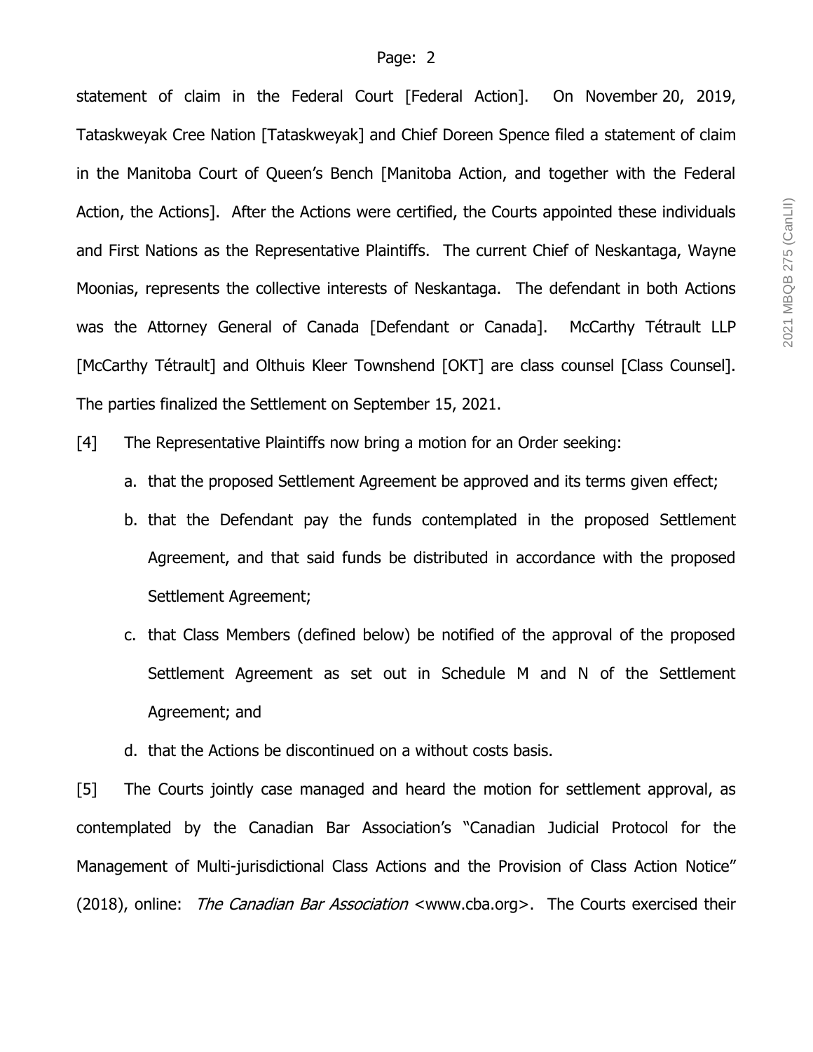statement of claim in the Federal Court [Federal Action]. On November 20, 2019, Tataskweyak Cree Nation [Tataskweyak] and Chief Doreen Spence filed a statement of claim in the Manitoba Court of Queen's Bench [Manitoba Action, and together with the Federal Action, the Actions]. After the Actions were certified, the Courts appointed these individuals and First Nations as the Representative Plaintiffs. The current Chief of Neskantaga, Wayne Moonias, represents the collective interests of Neskantaga. The defendant in both Actions was the Attorney General of Canada [Defendant or Canada]. McCarthy Tétrault LLP [McCarthy Tétrault] and Olthuis Kleer Townshend [OKT] are class counsel [Class Counsel]. The parties finalized the Settlement on September 15, 2021.

[4] The Representative Plaintiffs now bring a motion for an Order seeking:

a. that the proposed Settlement Agreement be approved and its terms given effect;

b. that the Defendant pay the funds contemplated in the proposed Settlement Agreement, and that said funds be distributed in accordance with the proposed Settlement Agreement;

c. that Class Members (defined below) be notified of the approval of the proposed Settlement Agreement as set out in Schedule M and N of the Settlement Agreement; and

d. that the Actions be discontinued on a without costs basis.

[5] The Courts jointly case managed and heard the motion for settlement approval, as contemplated by the Canadian Bar Association's "Canadian Judicial Protocol for the Management of Multi-jurisdictional Class Actions and the Provision of Class Action Notice" (2018), online: *The Canadian Bar Association* <www.cba.org>. The Courts exercised their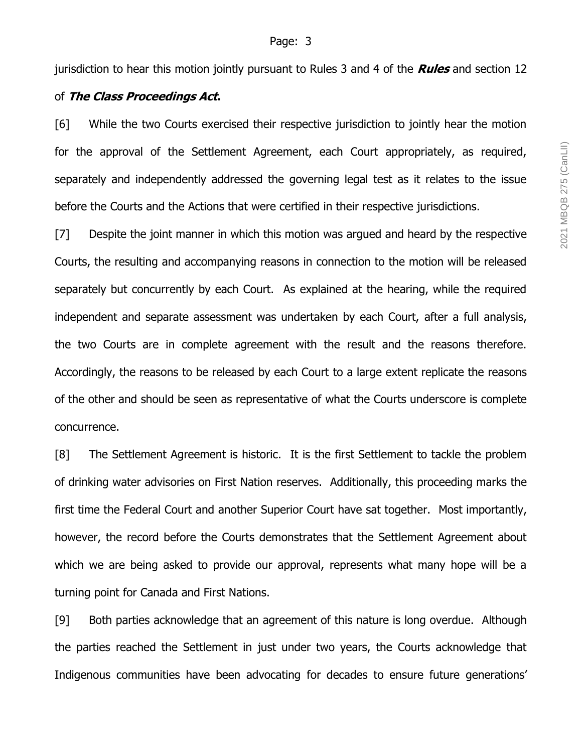jurisdiction to hear this motion jointly pursuant to Rules 3 and 4 of the ***Rules*** and section 12 of ***The Class Proceedings Act*.**

[6] While the two Courts exercised their respective jurisdiction to jointly hear the motion for the approval of the Settlement Agreement, each Court appropriately, as required, separately and independently addressed the governing legal test as it relates to the issue before the Courts and the Actions that were certified in their respective jurisdictions.

[7] Despite the joint manner in which this motion was argued and heard by the respective Courts, the resulting and accompanying reasons in connection to the motion will be released separately but concurrently by each Court. As explained at the hearing, while the required independent and separate assessment was undertaken by each Court, after a full analysis, the two Courts are in complete agreement with the result and the reasons therefore. Accordingly, the reasons to be released by each Court to a large extent replicate the reasons of the other and should be seen as representative of what the Courts underscore is complete concurrence.

[8] The Settlement Agreement is historic. It is the first Settlement to tackle the problem of drinking water advisories on First Nation reserves. Additionally, this proceeding marks the first time the Federal Court and another Superior Court have sat together. Most importantly, however, the record before the Courts demonstrates that the Settlement Agreement about which we are being asked to provide our approval, represents what many hope will be a turning point for Canada and First Nations.

[9] Both parties acknowledge that an agreement of this nature is long overdue. Although the parties reached the Settlement in just under two years, the Courts acknowledge that Indigenous communities have been advocating for decades to ensure future generations'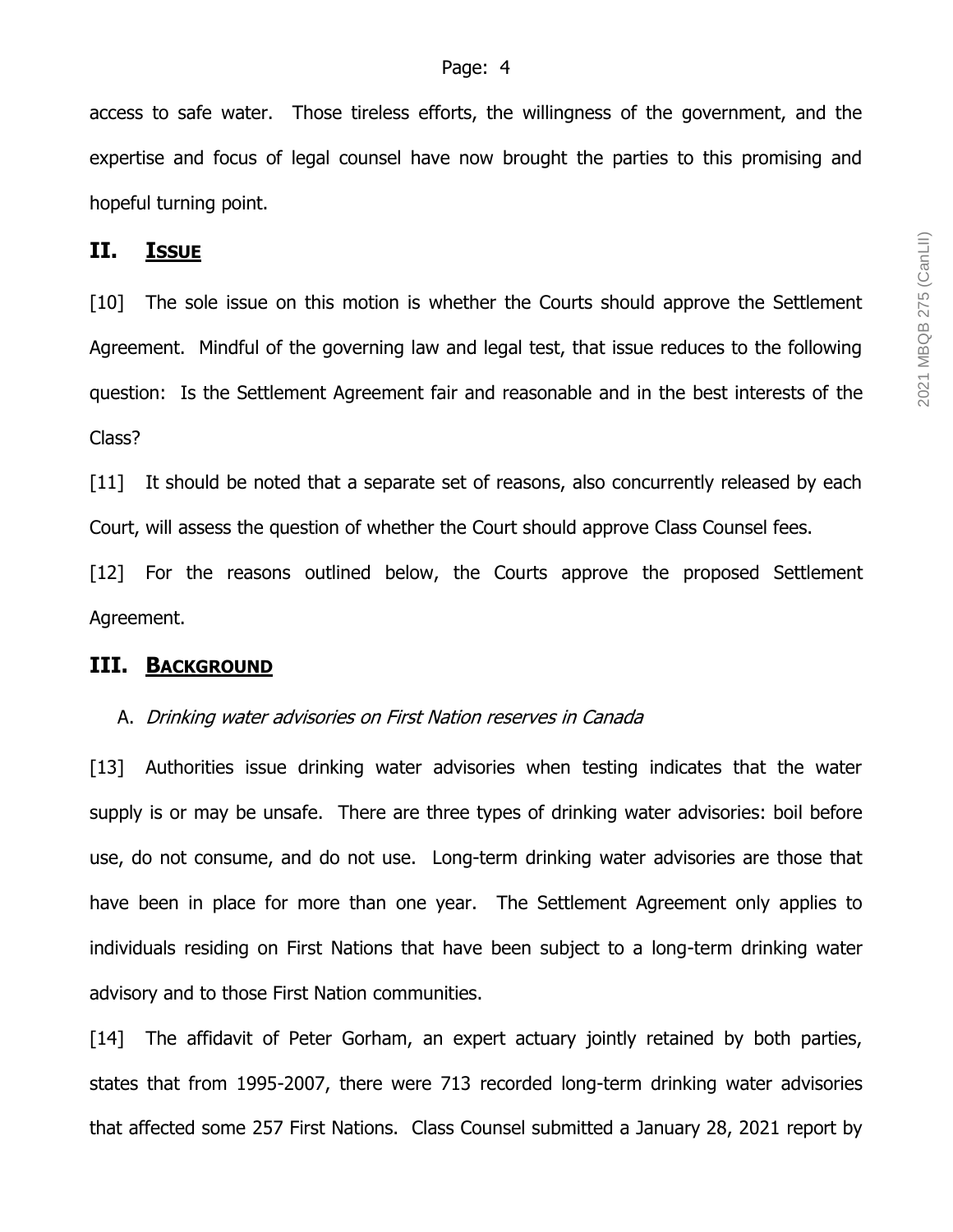access to safe water. Those tireless efforts, the willingness of the government, and the expertise and focus of legal counsel have now brought the parties to this promising and hopeful turning point.

## II. <u>ISSUE</u>

[10] The sole issue on this motion is whether the Courts should approve the Settlement Agreement. Mindful of the governing law and legal test, that issue reduces to the following question: Is the Settlement Agreement fair and reasonable and in the best interests of the Class?

[11] It should be noted that a separate set of reasons, also concurrently released by each Court, will assess the question of whether the Court should approve Class Counsel fees.

[12] For the reasons outlined below, the Courts approve the proposed Settlement Agreement.

## III. <u>BACKGROUND</u>

### A. *Drinking water advisories on First Nation reserves in Canada*

[13] Authorities issue drinking water advisories when testing indicates that the water supply is or may be unsafe. There are three types of drinking water advisories: boil before use, do not consume, and do not use. Long-term drinking water advisories are those that have been in place for more than one year. The Settlement Agreement only applies to individuals residing on First Nations that have been subject to a long-term drinking water advisory and to those First Nation communities.

[14] The affidavit of Peter Gorham, an expert actuary jointly retained by both parties, states that from 1995-2007, there were 713 recorded long-term drinking water advisories that affected some 257 First Nations. Class Counsel submitted a January 28, 2021 report by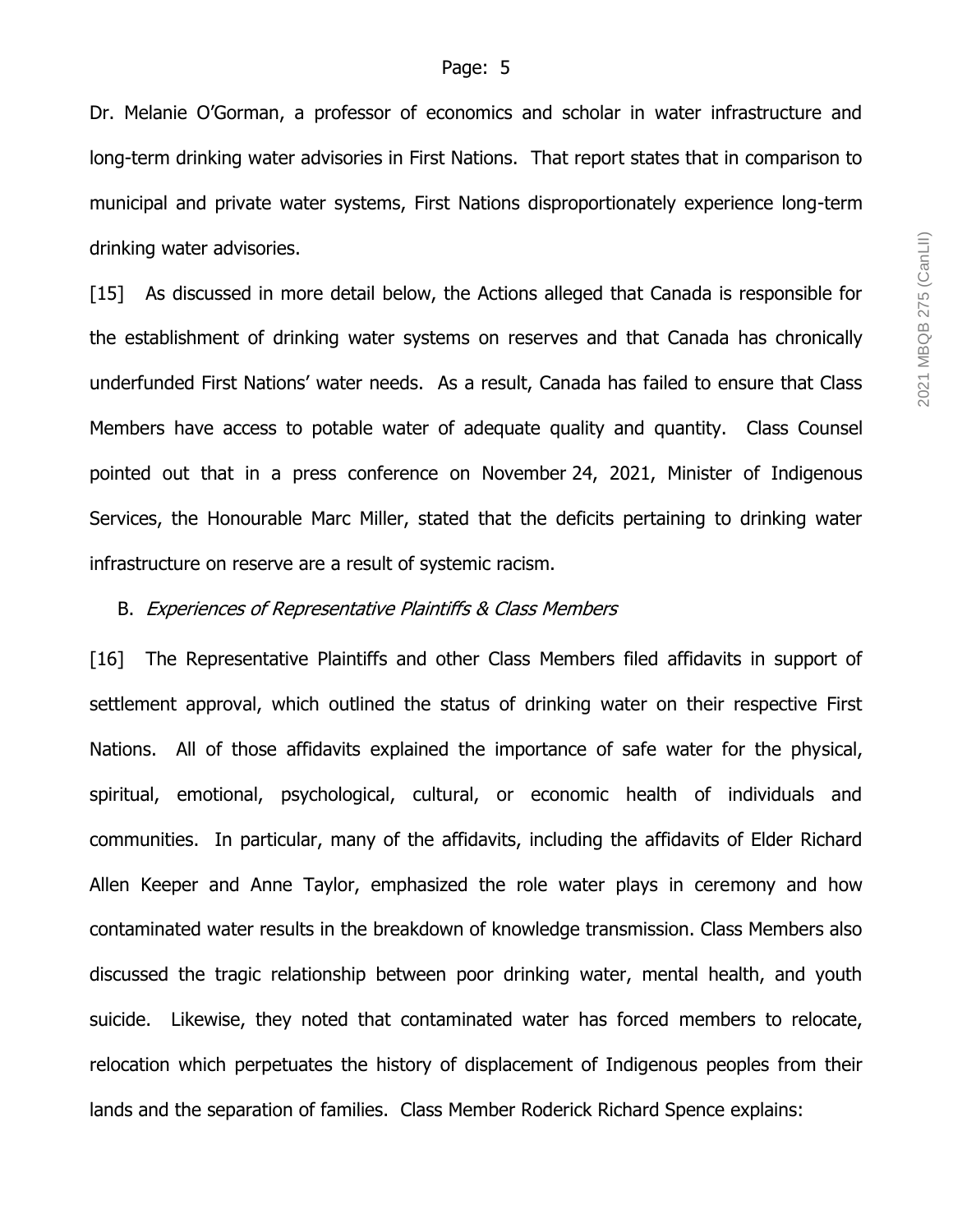Dr. Melanie O'Gorman, a professor of economics and scholar in water infrastructure and long-term drinking water advisories in First Nations. That report states that in comparison to municipal and private water systems, First Nations disproportionately experience long-term drinking water advisories.

[15] As discussed in more detail below, the Actions alleged that Canada is responsible for the establishment of drinking water systems on reserves and that Canada has chronically underfunded First Nations' water needs. As a result, Canada has failed to ensure that Class Members have access to potable water of adequate quality and quantity. Class Counsel pointed out that in a press conference on November 24, 2021, Minister of Indigenous Services, the Honourable Marc Miller, stated that the deficits pertaining to drinking water infrastructure on reserve are a result of systemic racism.

B. *Experiences of Representative Plaintiffs & Class Members*

[16] The Representative Plaintiffs and other Class Members filed affidavits in support of settlement approval, which outlined the status of drinking water on their respective First Nations. All of those affidavits explained the importance of safe water for the physical, spiritual, emotional, psychological, cultural, or economic health of individuals and communities. In particular, many of the affidavits, including the affidavits of Elder Richard Allen Keeper and Anne Taylor, emphasized the role water plays in ceremony and how contaminated water results in the breakdown of knowledge transmission. Class Members also discussed the tragic relationship between poor drinking water, mental health, and youth suicide. Likewise, they noted that contaminated water has forced members to relocate, relocation which perpetuates the history of displacement of Indigenous peoples from their lands and the separation of families. Class Member Roderick Richard Spence explains: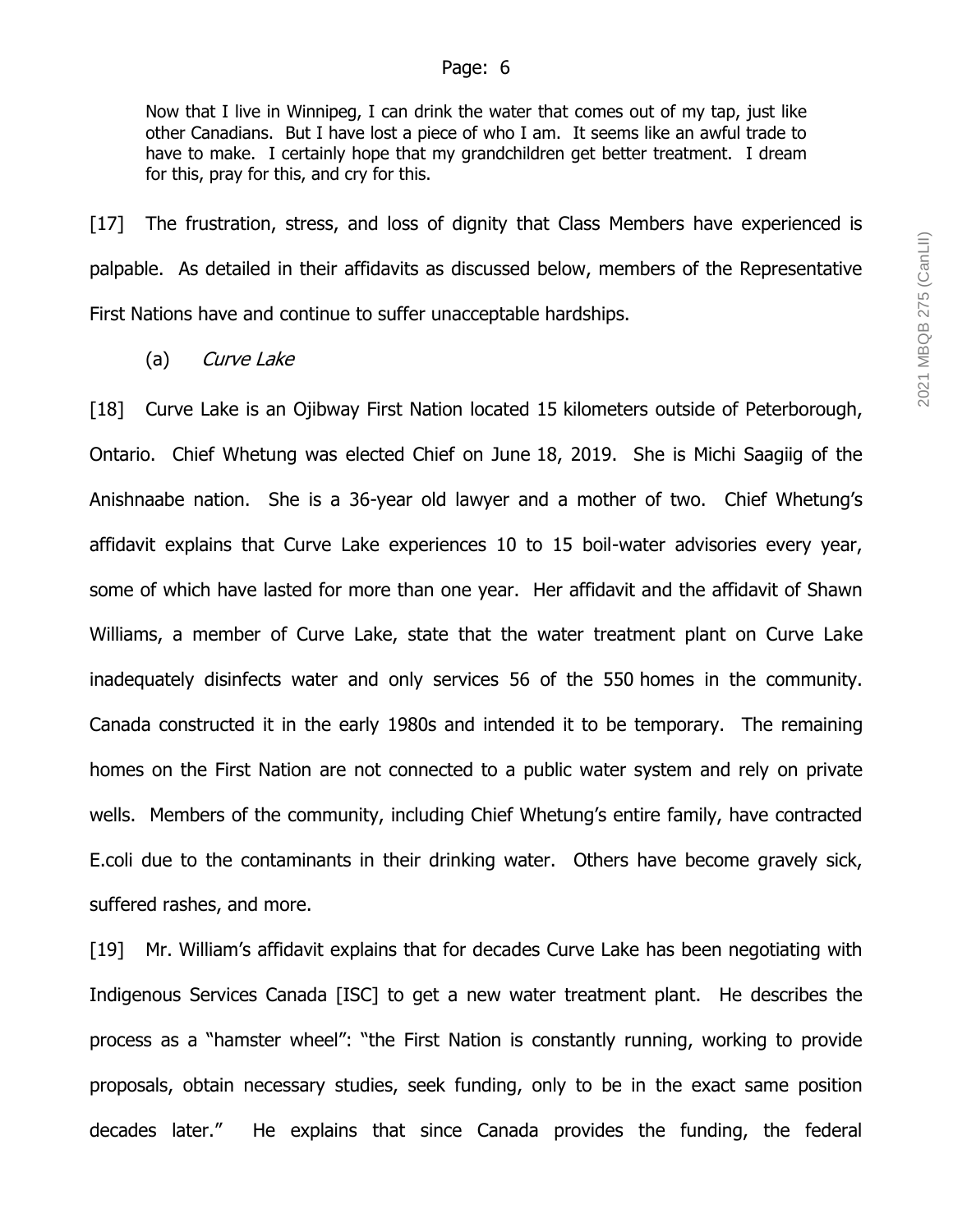> Now that I live in Winnipeg, I can drink the water that comes out of my tap, just like other Canadians. But I have lost a piece of who I am. It seems like an awful trade to have to make. I certainly hope that my grandchildren get better treatment. I dream for this, pray for this, and cry for this.

[17] The frustration, stress, and loss of dignity that Class Members have experienced is palpable. As detailed in their affidavits as discussed below, members of the Representative First Nations have and continue to suffer unacceptable hardships.

(a) *Curve Lake*

[18] Curve Lake is an Ojibway First Nation located 15 kilometers outside of Peterborough, Ontario. Chief Whetung was elected Chief on June 18, 2019. She is Michi Saagiig of the Anishnaabe nation. She is a 36-year old lawyer and a mother of two. Chief Whetung's affidavit explains that Curve Lake experiences 10 to 15 boil-water advisories every year, some of which have lasted for more than one year. Her affidavit and the affidavit of Shawn Williams, a member of Curve Lake, state that the water treatment plant on Curve Lake inadequately disinfects water and only services 56 of the 550 homes in the community. Canada constructed it in the early 1980s and intended it to be temporary. The remaining homes on the First Nation are not connected to a public water system and rely on private wells. Members of the community, including Chief Whetung's entire family, have contracted E.coli due to the contaminants in their drinking water. Others have become gravely sick, suffered rashes, and more.

[19] Mr. William's affidavit explains that for decades Curve Lake has been negotiating with Indigenous Services Canada [ISC] to get a new water treatment plant. He describes the process as a "hamster wheel": "the First Nation is constantly running, working to provide proposals, obtain necessary studies, seek funding, only to be in the exact same position decades later." He explains that since Canada provides the funding, the federal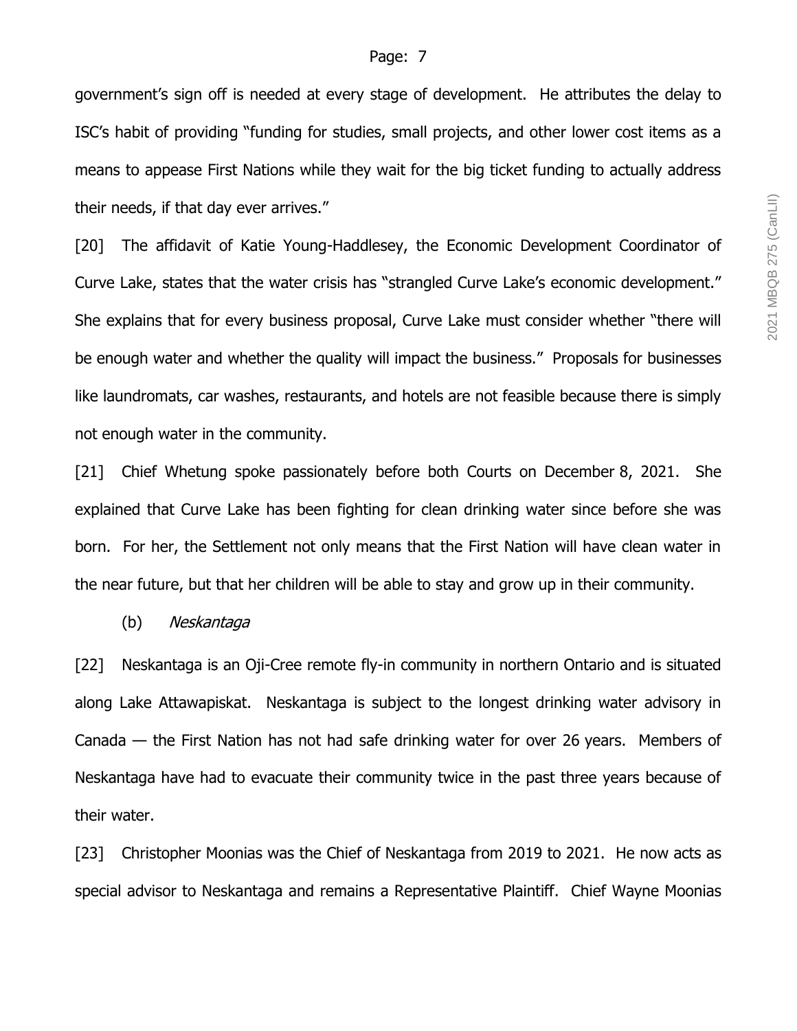government's sign off is needed at every stage of development. He attributes the delay to ISC's habit of providing "funding for studies, small projects, and other lower cost items as a means to appease First Nations while they wait for the big ticket funding to actually address their needs, if that day ever arrives."

[20] The affidavit of Katie Young-Haddlesey, the Economic Development Coordinator of Curve Lake, states that the water crisis has "strangled Curve Lake's economic development." She explains that for every business proposal, Curve Lake must consider whether "there will be enough water and whether the quality will impact the business." Proposals for businesses like laundromats, car washes, restaurants, and hotels are not feasible because there is simply not enough water in the community.

[21] Chief Whetung spoke passionately before both Courts on December 8, 2021. She explained that Curve Lake has been fighting for clean drinking water since before she was born. For her, the Settlement not only means that the First Nation will have clean water in the near future, but that her children will be able to stay and grow up in their community.

(b) *Neskantaga*

[22] Neskantaga is an Oji-Cree remote fly-in community in northern Ontario and is situated along Lake Attawapiskat. Neskantaga is subject to the longest drinking water advisory in Canada — the First Nation has not had safe drinking water for over 26 years. Members of Neskantaga have had to evacuate their community twice in the past three years because of their water.

[23] Christopher Moonias was the Chief of Neskantaga from 2019 to 2021. He now acts as special advisor to Neskantaga and remains a Representative Plaintiff. Chief Wayne Moonias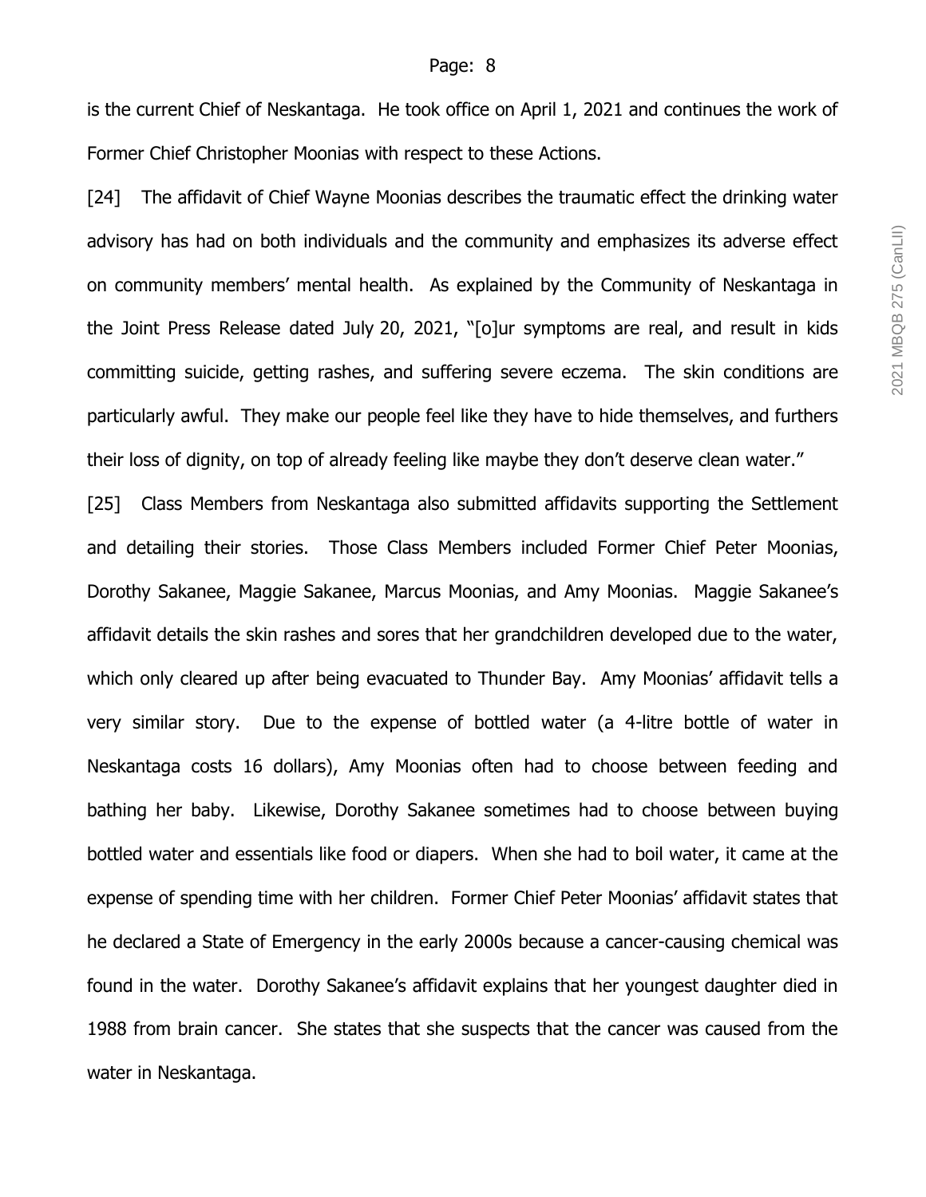is the current Chief of Neskantaga. He took office on April 1, 2021 and continues the work of Former Chief Christopher Moonias with respect to these Actions.

[24] The affidavit of Chief Wayne Moonias describes the traumatic effect the drinking water advisory has had on both individuals and the community and emphasizes its adverse effect on community members' mental health. As explained by the Community of Neskantaga in the Joint Press Release dated July 20, 2021, "[o]ur symptoms are real, and result in kids committing suicide, getting rashes, and suffering severe eczema. The skin conditions are particularly awful. They make our people feel like they have to hide themselves, and furthers their loss of dignity, on top of already feeling like maybe they don't deserve clean water."

[25] Class Members from Neskantaga also submitted affidavits supporting the Settlement and detailing their stories. Those Class Members included Former Chief Peter Moonias, Dorothy Sakanee, Maggie Sakanee, Marcus Moonias, and Amy Moonias. Maggie Sakanee's affidavit details the skin rashes and sores that her grandchildren developed due to the water, which only cleared up after being evacuated to Thunder Bay. Amy Moonias' affidavit tells a very similar story. Due to the expense of bottled water (a 4-litre bottle of water in Neskantaga costs 16 dollars), Amy Moonias often had to choose between feeding and bathing her baby. Likewise, Dorothy Sakanee sometimes had to choose between buying bottled water and essentials like food or diapers. When she had to boil water, it came at the expense of spending time with her children. Former Chief Peter Moonias' affidavit states that he declared a State of Emergency in the early 2000s because a cancer-causing chemical was found in the water. Dorothy Sakanee's affidavit explains that her youngest daughter died in 1988 from brain cancer. She states that she suspects that the cancer was caused from the water in Neskantaga.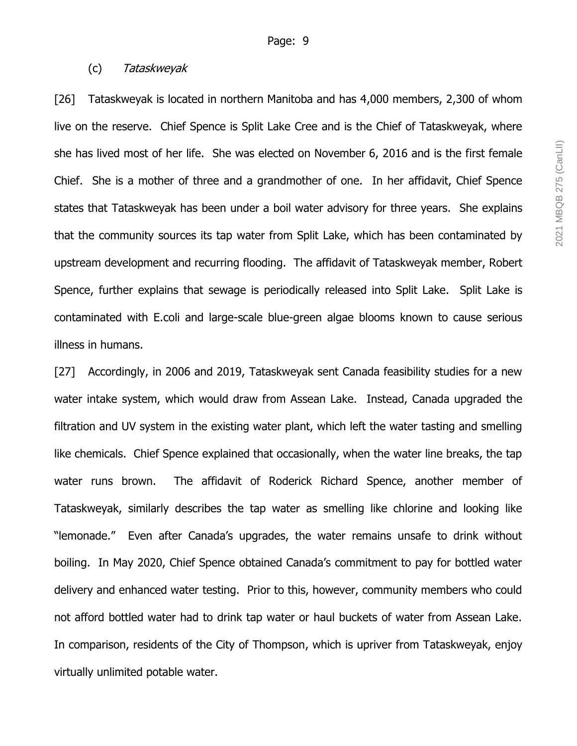### (c) *Tataskweyak*

[26] Tataskweyak is located in northern Manitoba and has 4,000 members, 2,300 of whom live on the reserve. Chief Spence is Split Lake Cree and is the Chief of Tataskweyak, where she has lived most of her life. She was elected on November 6, 2016 and is the first female Chief. She is a mother of three and a grandmother of one. In her affidavit, Chief Spence states that Tataskweyak has been under a boil water advisory for three years. She explains that the community sources its tap water from Split Lake, which has been contaminated by upstream development and recurring flooding. The affidavit of Tataskweyak member, Robert Spence, further explains that sewage is periodically released into Split Lake. Split Lake is contaminated with E.coli and large-scale blue-green algae blooms known to cause serious illness in humans.

[27] Accordingly, in 2006 and 2019, Tataskweyak sent Canada feasibility studies for a new water intake system, which would draw from Assean Lake. Instead, Canada upgraded the filtration and UV system in the existing water plant, which left the water tasting and smelling like chemicals. Chief Spence explained that occasionally, when the water line breaks, the tap water runs brown. The affidavit of Roderick Richard Spence, another member of Tataskweyak, similarly describes the tap water as smelling like chlorine and looking like "lemonade." Even after Canada's upgrades, the water remains unsafe to drink without boiling. In May 2020, Chief Spence obtained Canada's commitment to pay for bottled water delivery and enhanced water testing. Prior to this, however, community members who could not afford bottled water had to drink tap water or haul buckets of water from Assean Lake. In comparison, residents of the City of Thompson, which is upriver from Tataskweyak, enjoy virtually unlimited potable water.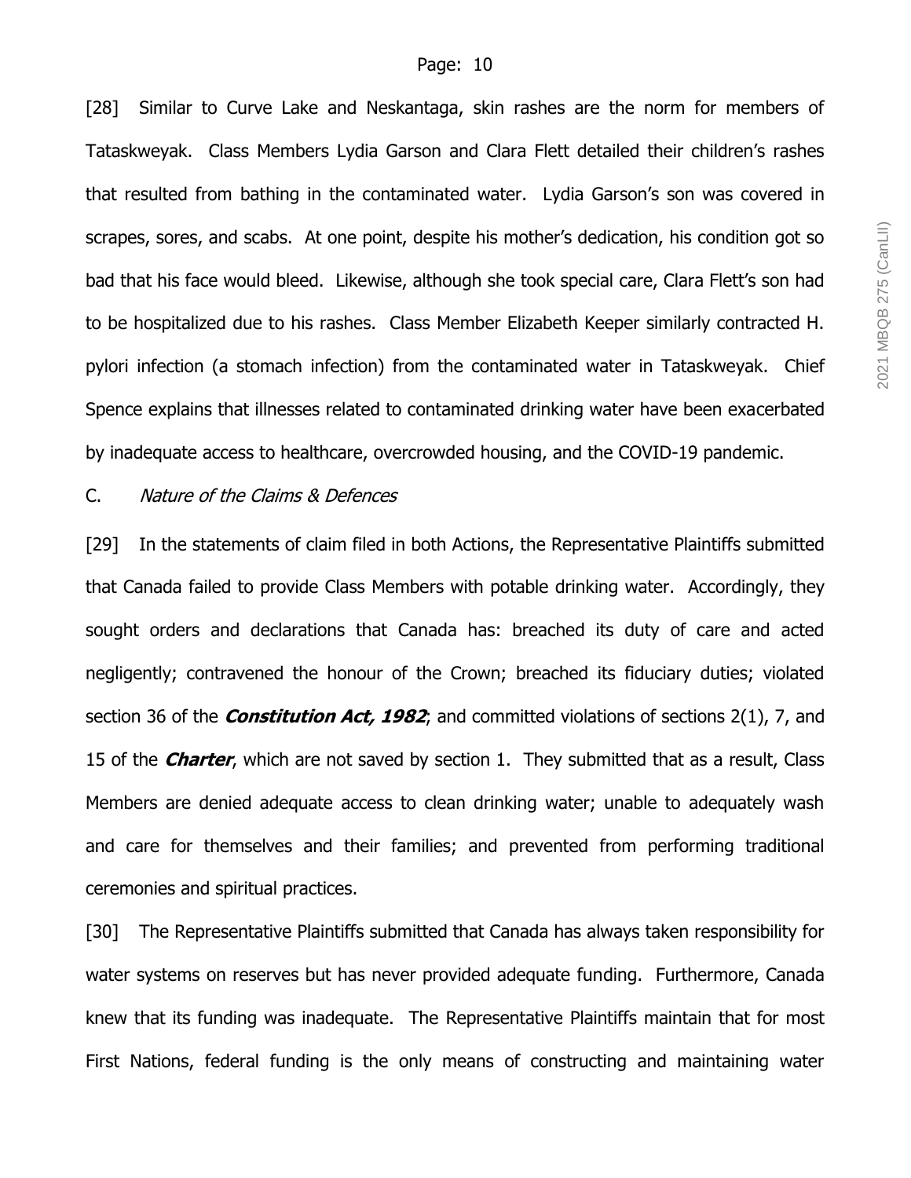[28] Similar to Curve Lake and Neskantaga, skin rashes are the norm for members of Tataskweyak. Class Members Lydia Garson and Clara Flett detailed their children's rashes that resulted from bathing in the contaminated water. Lydia Garson's son was covered in scrapes, sores, and scabs. At one point, despite his mother's dedication, his condition got so bad that his face would bleed. Likewise, although she took special care, Clara Flett's son had to be hospitalized due to his rashes. Class Member Elizabeth Keeper similarly contracted H. pylori infection (a stomach infection) from the contaminated water in Tataskweyak. Chief Spence explains that illnesses related to contaminated drinking water have been exacerbated by inadequate access to healthcare, overcrowded housing, and the COVID-19 pandemic.

C. *Nature of the Claims & Defences*

[29] In the statements of claim filed in both Actions, the Representative Plaintiffs submitted that Canada failed to provide Class Members with potable drinking water. Accordingly, they sought orders and declarations that Canada has: breached its duty of care and acted negligently; contravened the honour of the Crown; breached its fiduciary duties; violated section 36 of the ***Constitution Act, 1982***; and committed violations of sections 2(1), 7, and 15 of the ***Charter***, which are not saved by section 1. They submitted that as a result, Class Members are denied adequate access to clean drinking water; unable to adequately wash and care for themselves and their families; and prevented from performing traditional ceremonies and spiritual practices.

[30] The Representative Plaintiffs submitted that Canada has always taken responsibility for water systems on reserves but has never provided adequate funding. Furthermore, Canada knew that its funding was inadequate. The Representative Plaintiffs maintain that for most First Nations, federal funding is the only means of constructing and maintaining water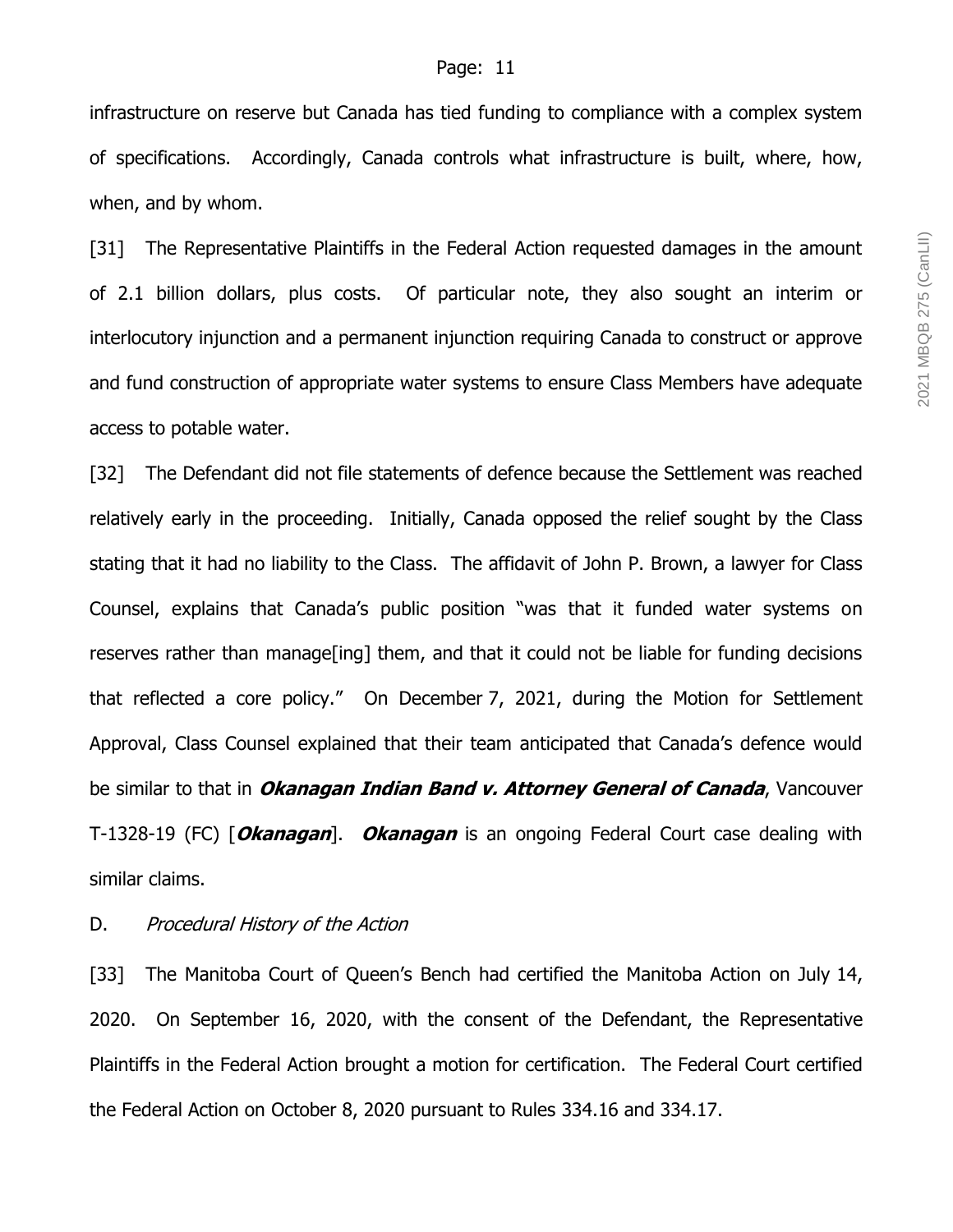infrastructure on reserve but Canada has tied funding to compliance with a complex system of specifications. Accordingly, Canada controls what infrastructure is built, where, how, when, and by whom.

[31] The Representative Plaintiffs in the Federal Action requested damages in the amount of 2.1 billion dollars, plus costs. Of particular note, they also sought an interim or interlocutory injunction and a permanent injunction requiring Canada to construct or approve and fund construction of appropriate water systems to ensure Class Members have adequate access to potable water.

[32] The Defendant did not file statements of defence because the Settlement was reached relatively early in the proceeding. Initially, Canada opposed the relief sought by the Class stating that it had no liability to the Class. The affidavit of John P. Brown, a lawyer for Class Counsel, explains that Canada's public position "was that it funded water systems on reserves rather than manage[ing] them, and that it could not be liable for funding decisions that reflected a core policy." On December 7, 2021, during the Motion for Settlement Approval, Class Counsel explained that their team anticipated that Canada's defence would be similar to that in ***Okanagan Indian Band v. Attorney General of Canada***, Vancouver T-1328-19 (FC) [***Okanagan***]. ***Okanagan*** is an ongoing Federal Court case dealing with similar claims.

D. *Procedural History of the Action*

[33] The Manitoba Court of Queen's Bench had certified the Manitoba Action on July 14, 2020. On September 16, 2020, with the consent of the Defendant, the Representative Plaintiffs in the Federal Action brought a motion for certification. The Federal Court certified the Federal Action on October 8, 2020 pursuant to Rules 334.16 and 334.17.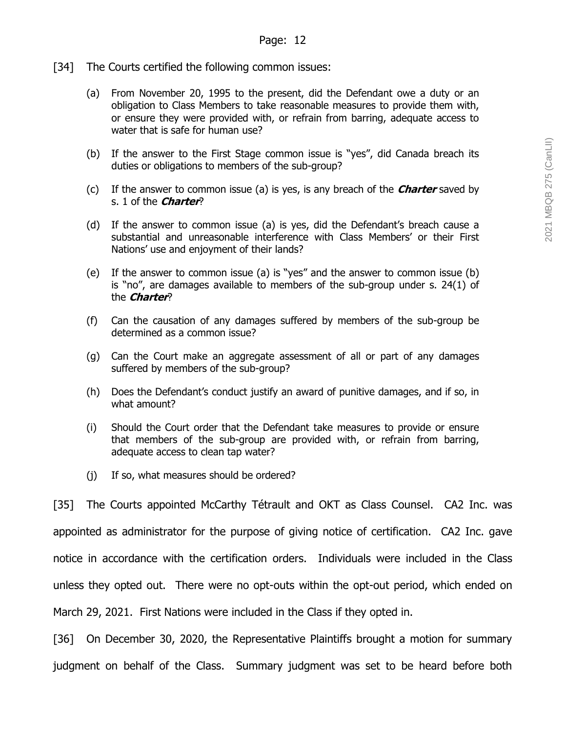[34] The Courts certified the following common issues:

> (a) From November 20, 1995 to the present, did the Defendant owe a duty or an obligation to Class Members to take reasonable measures to provide them with, or ensure they were provided with, or refrain from barring, adequate access to water that is safe for human use?
>
> (b) If the answer to the First Stage common issue is "yes", did Canada breach its duties or obligations to members of the sub-group?
>
> (c) If the answer to common issue (a) is yes, is any breach of the ***Charter*** saved by s. 1 of the ***Charter***?
>
> (d) If the answer to common issue (a) is yes, did the Defendant's breach cause a substantial and unreasonable interference with Class Members' or their First Nations' use and enjoyment of their lands?
>
> (e) If the answer to common issue (a) is "yes" and the answer to common issue (b) is "no", are damages available to members of the sub-group under s. 24(1) of the ***Charter***?
>
> (f) Can the causation of any damages suffered by members of the sub-group be determined as a common issue?
>
> (g) Can the Court make an aggregate assessment of all or part of any damages suffered by members of the sub-group?
>
> (h) Does the Defendant's conduct justify an award of punitive damages, and if so, in what amount?
>
> (i) Should the Court order that the Defendant take measures to provide or ensure that members of the sub-group are provided with, or refrain from barring, adequate access to clean tap water?
>
> (j) If so, what measures should be ordered?

[35] The Courts appointed McCarthy Tétrault and OKT as Class Counsel. CA2 Inc. was appointed as administrator for the purpose of giving notice of certification. CA2 Inc. gave notice in accordance with the certification orders. Individuals were included in the Class unless they opted out. There were no opt-outs within the opt-out period, which ended on March 29, 2021. First Nations were included in the Class if they opted in.

[36] On December 30, 2020, the Representative Plaintiffs brought a motion for summary judgment on behalf of the Class. Summary judgment was set to be heard before both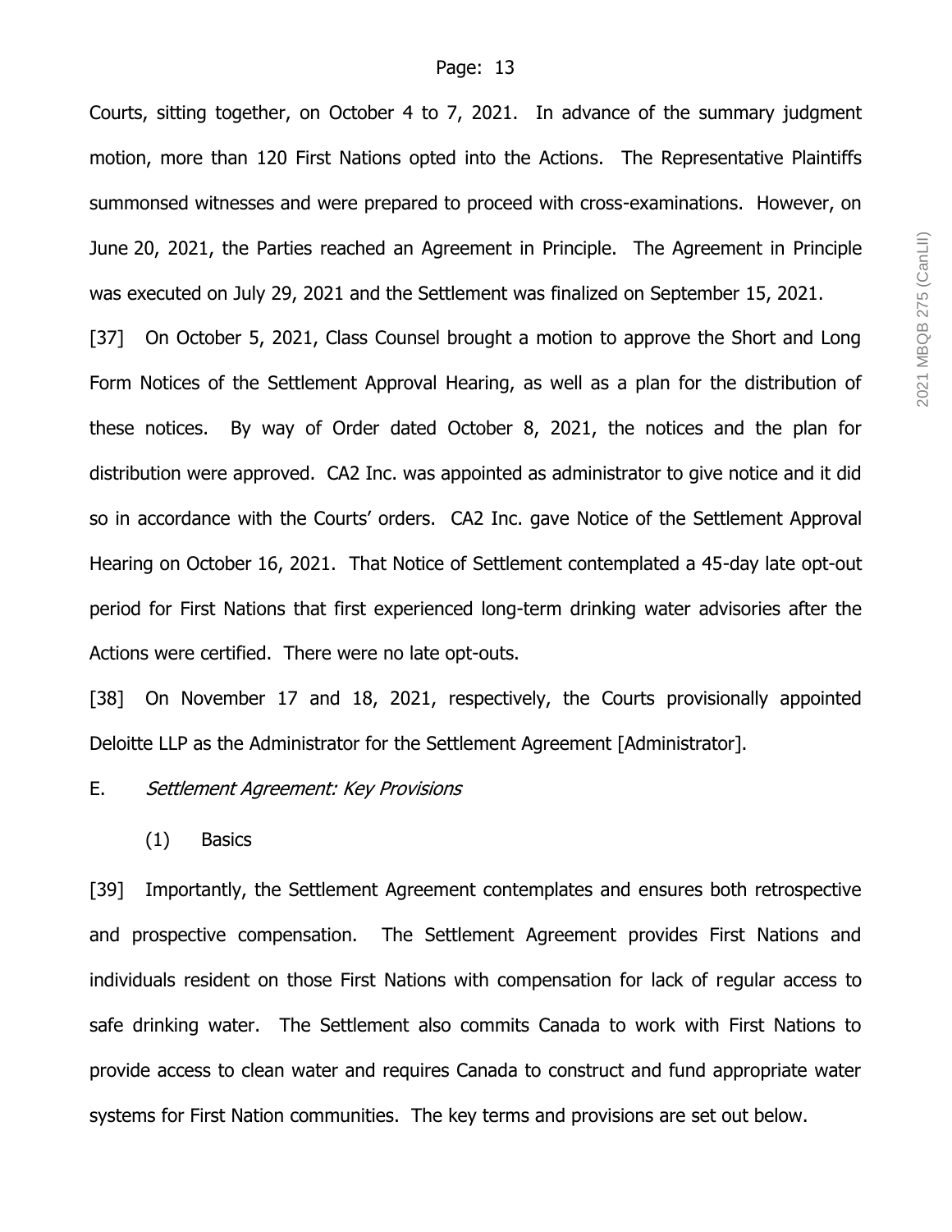Courts, sitting together, on October 4 to 7, 2021. In advance of the summary judgment motion, more than 120 First Nations opted into the Actions. The Representative Plaintiffs summonsed witnesses and were prepared to proceed with cross-examinations. However, on June 20, 2021, the Parties reached an Agreement in Principle. The Agreement in Principle was executed on July 29, 2021 and the Settlement was finalized on September 15, 2021.

[37] On October 5, 2021, Class Counsel brought a motion to approve the Short and Long Form Notices of the Settlement Approval Hearing, as well as a plan for the distribution of these notices. By way of Order dated October 8, 2021, the notices and the plan for distribution were approved. CA2 Inc. was appointed as administrator to give notice and it did so in accordance with the Courts' orders. CA2 Inc. gave Notice of the Settlement Approval Hearing on October 16, 2021. That Notice of Settlement contemplated a 45-day late opt-out period for First Nations that first experienced long-term drinking water advisories after the Actions were certified. There were no late opt-outs.

[38] On November 17 and 18, 2021, respectively, the Courts provisionally appointed Deloitte LLP as the Administrator for the Settlement Agreement [Administrator].

### E. *Settlement Agreement: Key Provisions*

#### (1) Basics

[39] Importantly, the Settlement Agreement contemplates and ensures both retrospective and prospective compensation. The Settlement Agreement provides First Nations and individuals resident on those First Nations with compensation for lack of regular access to safe drinking water. The Settlement also commits Canada to work with First Nations to provide access to clean water and requires Canada to construct and fund appropriate water systems for First Nation communities. The key terms and provisions are set out below.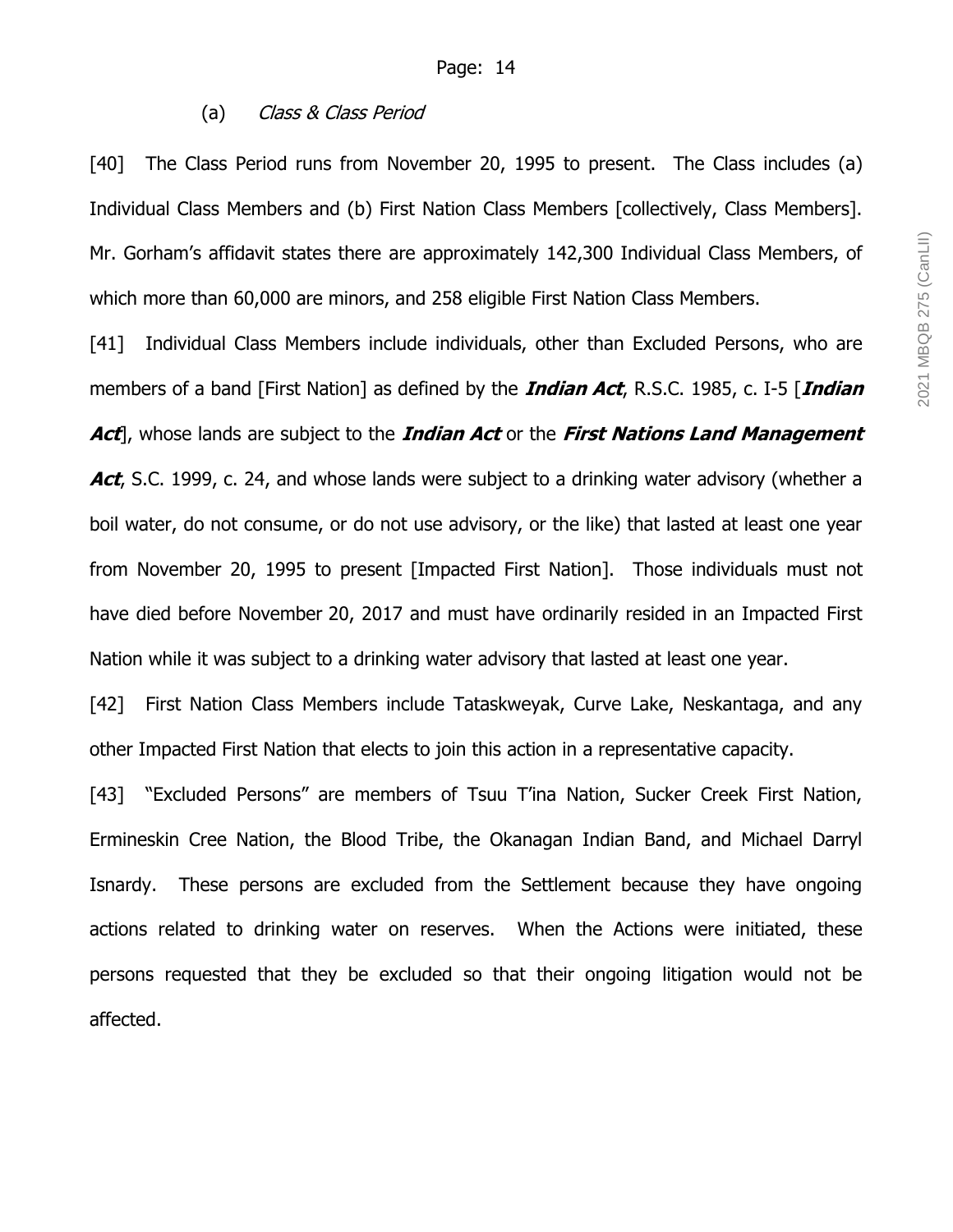(a) *Class & Class Period*

[40] The Class Period runs from November 20, 1995 to present. The Class includes (a) Individual Class Members and (b) First Nation Class Members [collectively, Class Members]. Mr. Gorham's affidavit states there are approximately 142,300 Individual Class Members, of which more than 60,000 are minors, and 258 eligible First Nation Class Members.

[41] Individual Class Members include individuals, other than Excluded Persons, who are members of a band [First Nation] as defined by the ***Indian Act***, R.S.C. 1985, c. I-5 [***Indian Act***], whose lands are subject to the ***Indian Act*** or the ***First Nations Land Management Act***, S.C. 1999, c. 24, and whose lands were subject to a drinking water advisory (whether a boil water, do not consume, or do not use advisory, or the like) that lasted at least one year from November 20, 1995 to present [Impacted First Nation]. Those individuals must not have died before November 20, 2017 and must have ordinarily resided in an Impacted First Nation while it was subject to a drinking water advisory that lasted at least one year.

[42] First Nation Class Members include Tataskweyak, Curve Lake, Neskantaga, and any other Impacted First Nation that elects to join this action in a representative capacity.

[43] "Excluded Persons" are members of Tsuu T'ina Nation, Sucker Creek First Nation, Ermineskin Cree Nation, the Blood Tribe, the Okanagan Indian Band, and Michael Darryl Isnardy. These persons are excluded from the Settlement because they have ongoing actions related to drinking water on reserves. When the Actions were initiated, these persons requested that they be excluded so that their ongoing litigation would not be affected.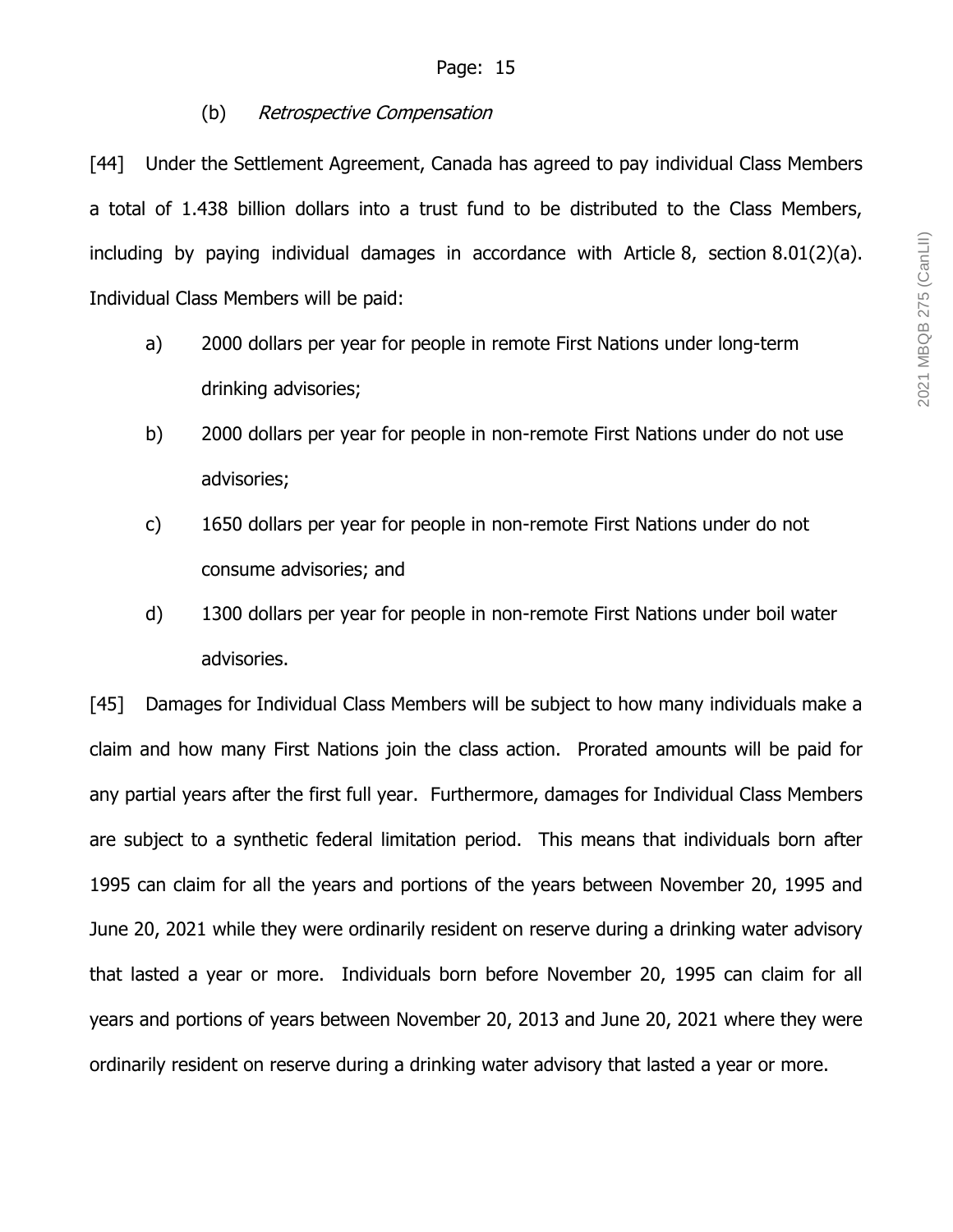### (b) *Retrospective Compensation*

[44] Under the Settlement Agreement, Canada has agreed to pay individual Class Members a total of 1.438 billion dollars into a trust fund to be distributed to the Class Members, including by paying individual damages in accordance with Article 8, section 8.01(2)(a). Individual Class Members will be paid:

a) 2000 dollars per year for people in remote First Nations under long-term drinking advisories;

b) 2000 dollars per year for people in non-remote First Nations under do not use advisories;

c) 1650 dollars per year for people in non-remote First Nations under do not consume advisories; and

d) 1300 dollars per year for people in non-remote First Nations under boil water advisories.

[45] Damages for Individual Class Members will be subject to how many individuals make a claim and how many First Nations join the class action. Prorated amounts will be paid for any partial years after the first full year. Furthermore, damages for Individual Class Members are subject to a synthetic federal limitation period. This means that individuals born after 1995 can claim for all the years and portions of the years between November 20, 1995 and June 20, 2021 while they were ordinarily resident on reserve during a drinking water advisory that lasted a year or more. Individuals born before November 20, 1995 can claim for all years and portions of years between November 20, 2013 and June 20, 2021 where they were ordinarily resident on reserve during a drinking water advisory that lasted a year or more.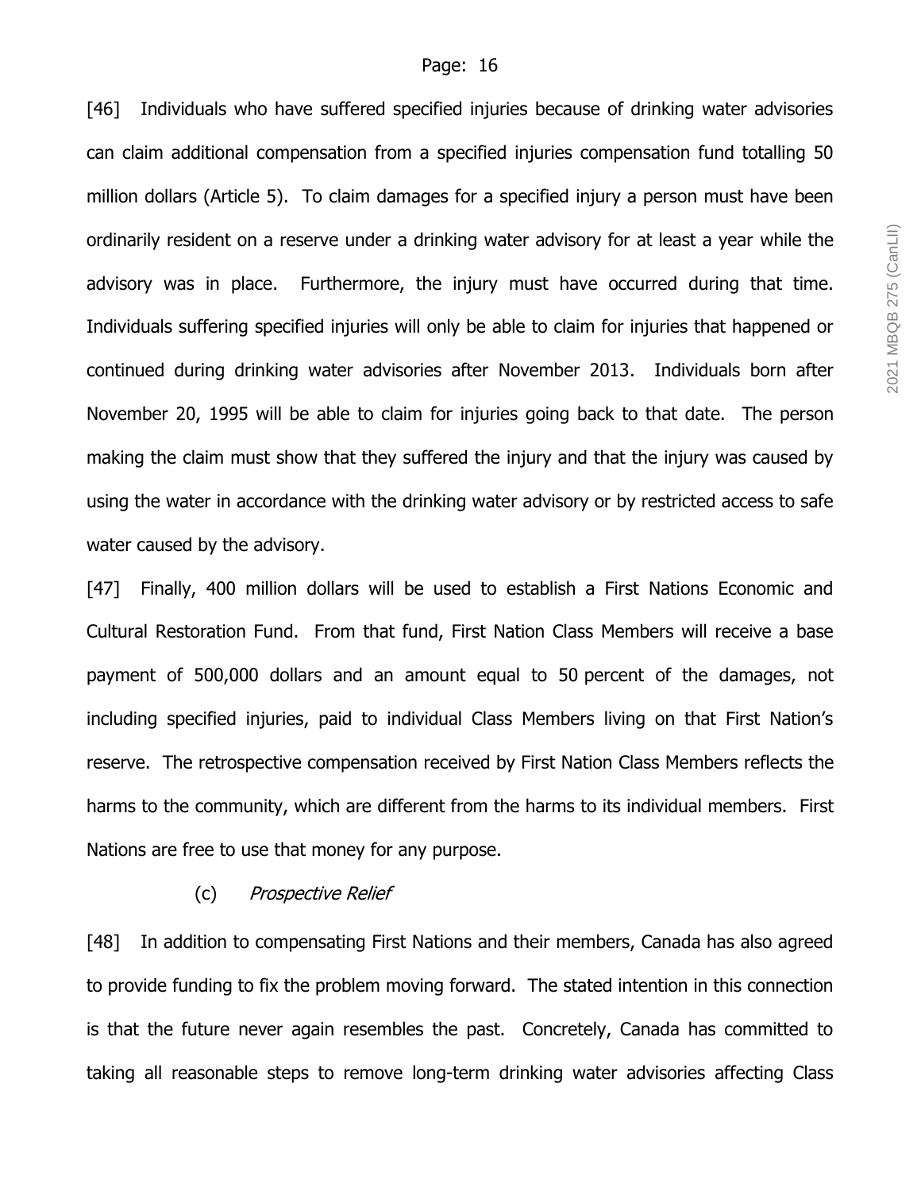[46] Individuals who have suffered specified injuries because of drinking water advisories can claim additional compensation from a specified injuries compensation fund totalling 50 million dollars (Article 5). To claim damages for a specified injury a person must have been ordinarily resident on a reserve under a drinking water advisory for at least a year while the advisory was in place. Furthermore, the injury must have occurred during that time. Individuals suffering specified injuries will only be able to claim for injuries that happened or continued during drinking water advisories after November 2013. Individuals born after November 20, 1995 will be able to claim for injuries going back to that date. The person making the claim must show that they suffered the injury and that the injury was caused by using the water in accordance with the drinking water advisory or by restricted access to safe water caused by the advisory.

[47] Finally, 400 million dollars will be used to establish a First Nations Economic and Cultural Restoration Fund. From that fund, First Nation Class Members will receive a base payment of 500,000 dollars and an amount equal to 50 percent of the damages, not including specified injuries, paid to individual Class Members living on that First Nation's reserve. The retrospective compensation received by First Nation Class Members reflects the harms to the community, which are different from the harms to its individual members. First Nations are free to use that money for any purpose.

(c) *Prospective Relief*

[48] In addition to compensating First Nations and their members, Canada has also agreed to provide funding to fix the problem moving forward. The stated intention in this connection is that the future never again resembles the past. Concretely, Canada has committed to taking all reasonable steps to remove long-term drinking water advisories affecting Class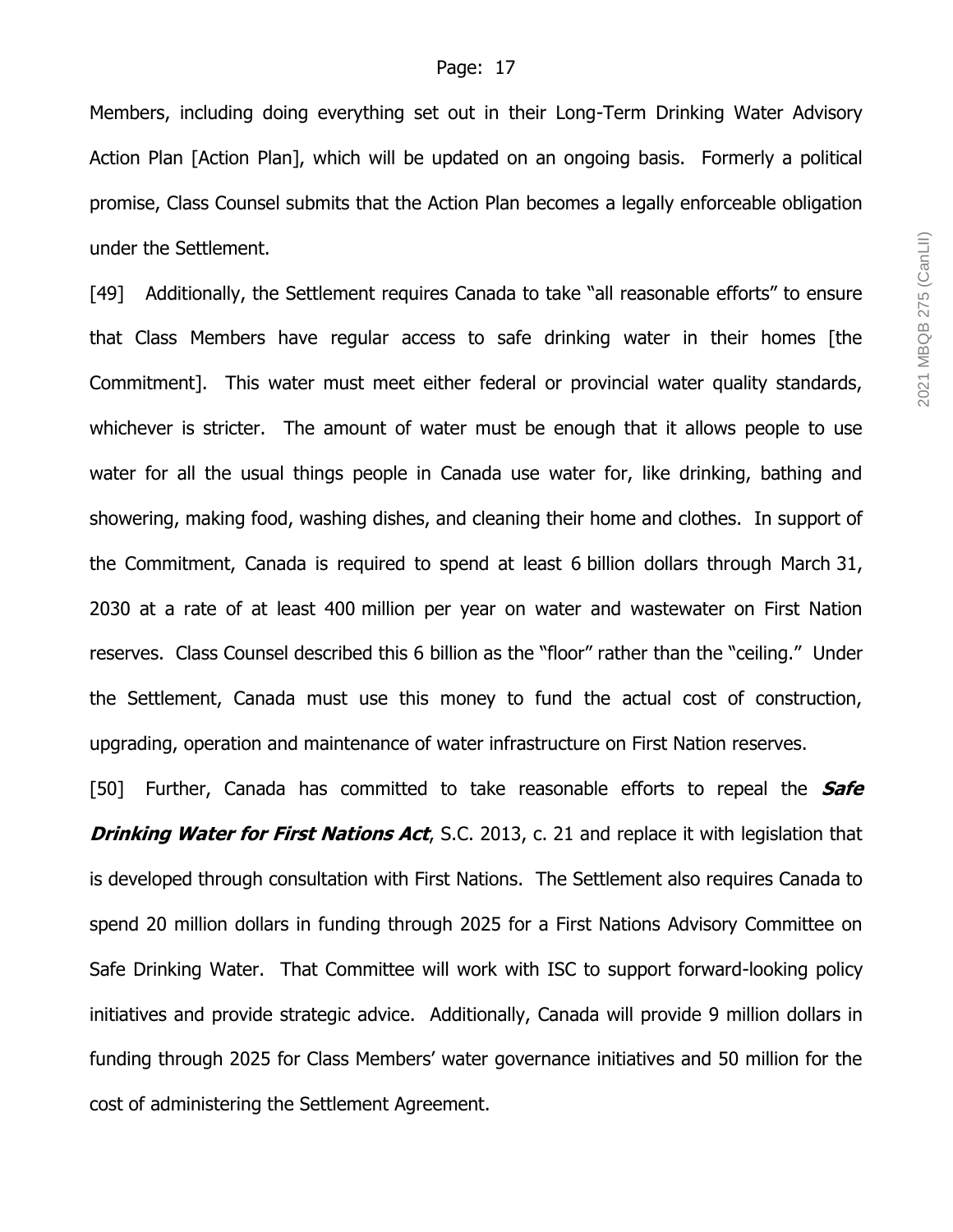Members, including doing everything set out in their Long-Term Drinking Water Advisory Action Plan [Action Plan], which will be updated on an ongoing basis. Formerly a political promise, Class Counsel submits that the Action Plan becomes a legally enforceable obligation under the Settlement.

[49] Additionally, the Settlement requires Canada to take "all reasonable efforts" to ensure that Class Members have regular access to safe drinking water in their homes [the Commitment]. This water must meet either federal or provincial water quality standards, whichever is stricter. The amount of water must be enough that it allows people to use water for all the usual things people in Canada use water for, like drinking, bathing and showering, making food, washing dishes, and cleaning their home and clothes. In support of the Commitment, Canada is required to spend at least 6 billion dollars through March 31, 2030 at a rate of at least 400 million per year on water and wastewater on First Nation reserves. Class Counsel described this 6 billion as the "floor" rather than the "ceiling." Under the Settlement, Canada must use this money to fund the actual cost of construction, upgrading, operation and maintenance of water infrastructure on First Nation reserves.

[50] Further, Canada has committed to take reasonable efforts to repeal the ***Safe Drinking Water for First Nations Act***, S.C. 2013, c. 21 and replace it with legislation that is developed through consultation with First Nations. The Settlement also requires Canada to spend 20 million dollars in funding through 2025 for a First Nations Advisory Committee on Safe Drinking Water. That Committee will work with ISC to support forward-looking policy initiatives and provide strategic advice. Additionally, Canada will provide 9 million dollars in funding through 2025 for Class Members' water governance initiatives and 50 million for the cost of administering the Settlement Agreement.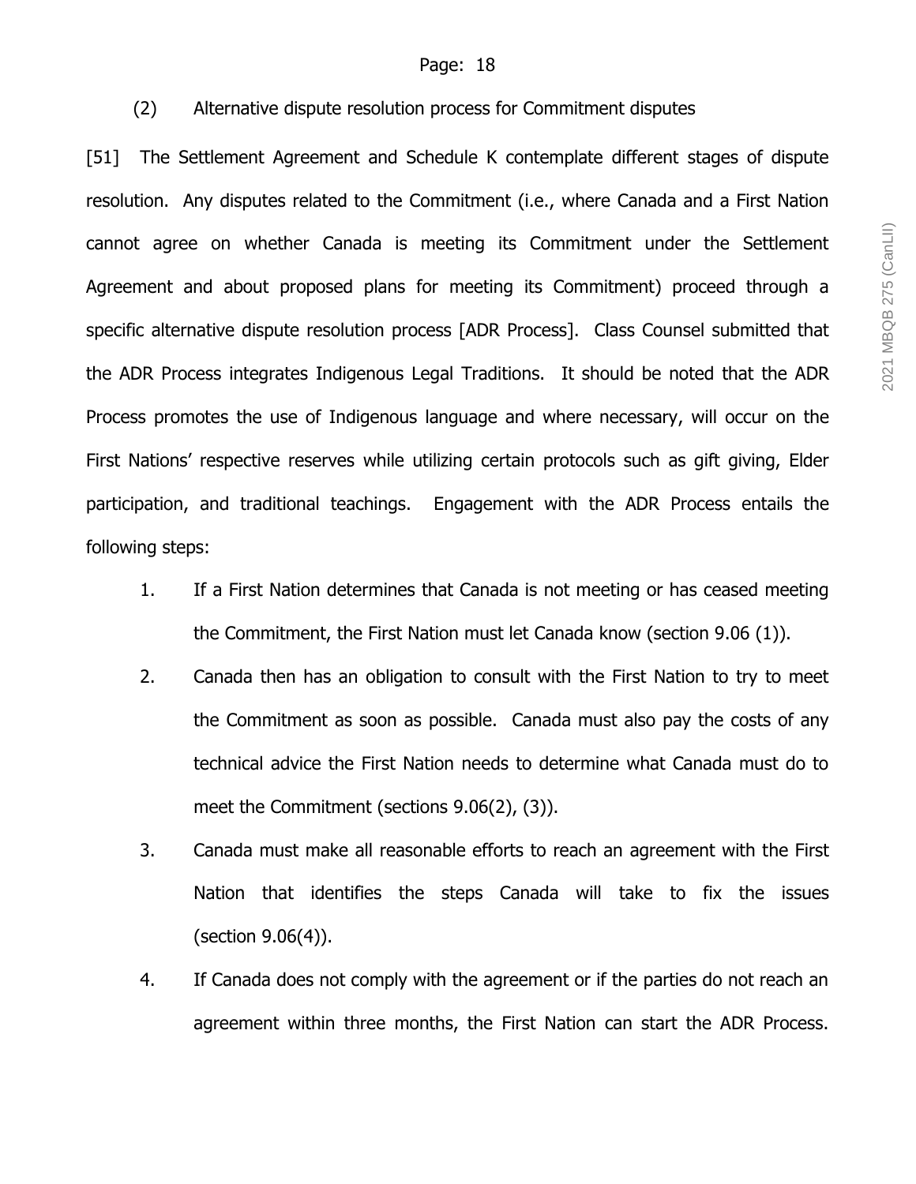(2) Alternative dispute resolution process for Commitment disputes

[51] The Settlement Agreement and Schedule K contemplate different stages of dispute resolution. Any disputes related to the Commitment (i.e., where Canada and a First Nation cannot agree on whether Canada is meeting its Commitment under the Settlement Agreement and about proposed plans for meeting its Commitment) proceed through a specific alternative dispute resolution process [ADR Process]. Class Counsel submitted that the ADR Process integrates Indigenous Legal Traditions. It should be noted that the ADR Process promotes the use of Indigenous language and where necessary, will occur on the First Nations' respective reserves while utilizing certain protocols such as gift giving, Elder participation, and traditional teachings. Engagement with the ADR Process entails the following steps:

1. If a First Nation determines that Canada is not meeting or has ceased meeting the Commitment, the First Nation must let Canada know (section 9.06 (1)).
2. Canada then has an obligation to consult with the First Nation to try to meet the Commitment as soon as possible. Canada must also pay the costs of any technical advice the First Nation needs to determine what Canada must do to meet the Commitment (sections 9.06(2), (3)).
3. Canada must make all reasonable efforts to reach an agreement with the First Nation that identifies the steps Canada will take to fix the issues (section 9.06(4)).
4. If Canada does not comply with the agreement or if the parties do not reach an agreement within three months, the First Nation can start the ADR Process.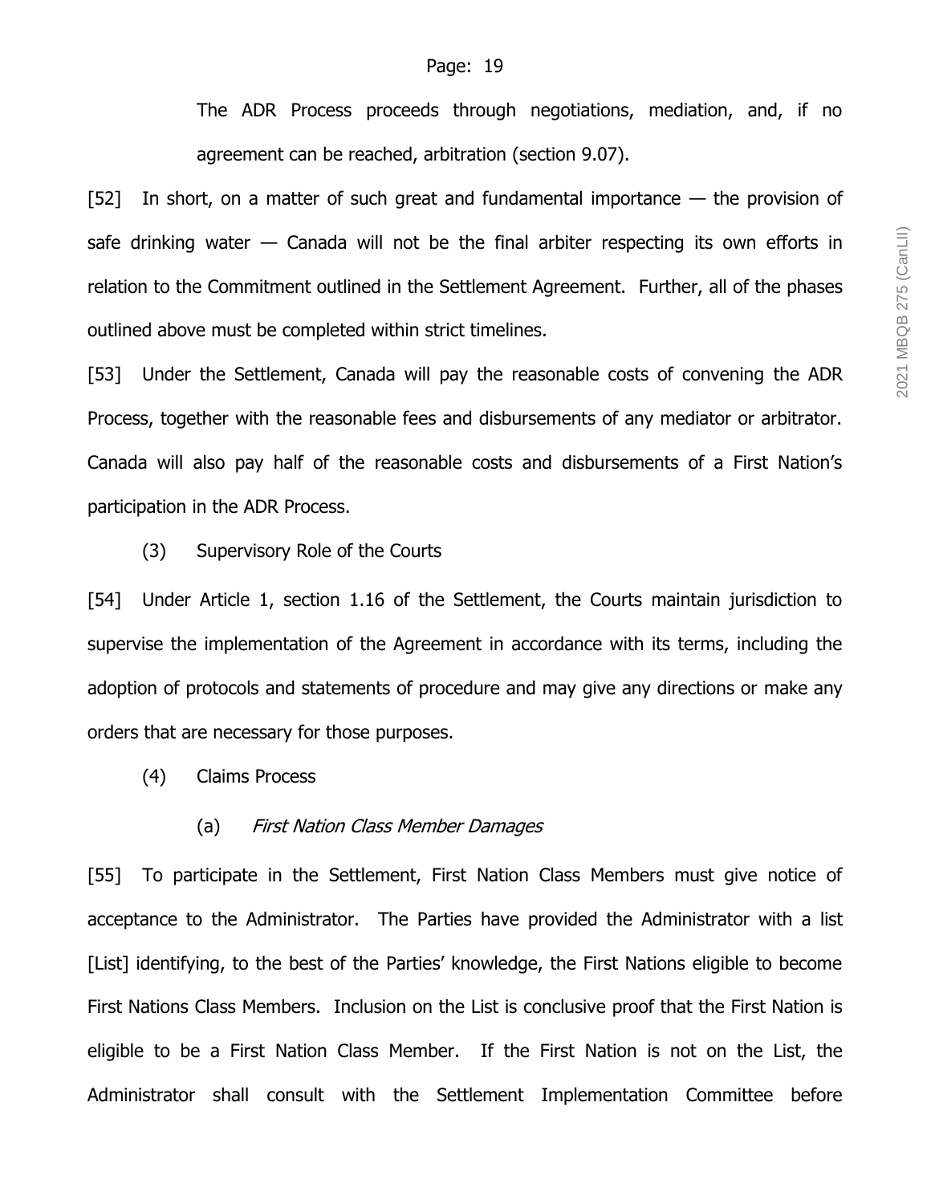The ADR Process proceeds through negotiations, mediation, and, if no agreement can be reached, arbitration (section 9.07).

[52] In short, on a matter of such great and fundamental importance — the provision of safe drinking water — Canada will not be the final arbiter respecting its own efforts in relation to the Commitment outlined in the Settlement Agreement. Further, all of the phases outlined above must be completed within strict timelines.

[53] Under the Settlement, Canada will pay the reasonable costs of convening the ADR Process, together with the reasonable fees and disbursements of any mediator or arbitrator. Canada will also pay half of the reasonable costs and disbursements of a First Nation's participation in the ADR Process.

(3) Supervisory Role of the Courts

[54] Under Article 1, section 1.16 of the Settlement, the Courts maintain jurisdiction to supervise the implementation of the Agreement in accordance with its terms, including the adoption of protocols and statements of procedure and may give any directions or make any orders that are necessary for those purposes.

(4) Claims Process

(a) *First Nation Class Member Damages*

[55] To participate in the Settlement, First Nation Class Members must give notice of acceptance to the Administrator. The Parties have provided the Administrator with a list [List] identifying, to the best of the Parties' knowledge, the First Nations eligible to become First Nations Class Members. Inclusion on the List is conclusive proof that the First Nation is eligible to be a First Nation Class Member. If the First Nation is not on the List, the Administrator shall consult with the Settlement Implementation Committee before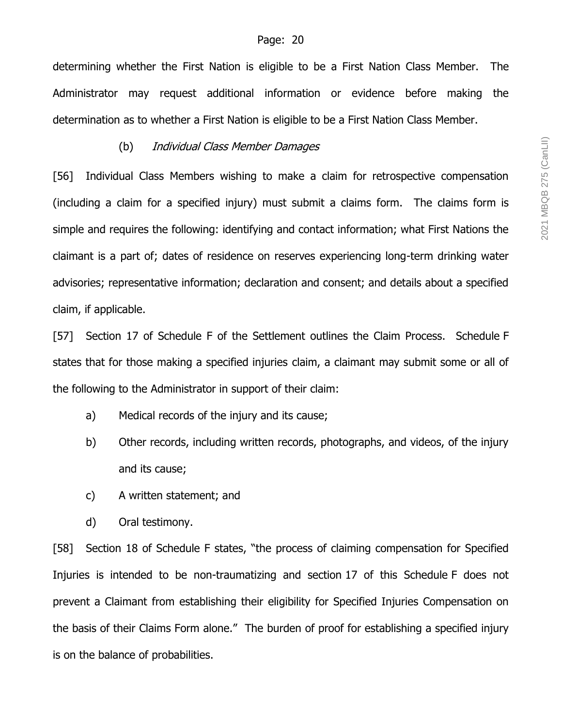determining whether the First Nation is eligible to be a First Nation Class Member. The Administrator may request additional information or evidence before making the determination as to whether a First Nation is eligible to be a First Nation Class Member.

(b) *Individual Class Member Damages*

[56] Individual Class Members wishing to make a claim for retrospective compensation (including a claim for a specified injury) must submit a claims form. The claims form is simple and requires the following: identifying and contact information; what First Nations the claimant is a part of; dates of residence on reserves experiencing long-term drinking water advisories; representative information; declaration and consent; and details about a specified claim, if applicable.

[57] Section 17 of Schedule F of the Settlement outlines the Claim Process. Schedule F states that for those making a specified injuries claim, a claimant may submit some or all of the following to the Administrator in support of their claim:

a) Medical records of the injury and its cause;

b) Other records, including written records, photographs, and videos, of the injury and its cause;

c) A written statement; and

d) Oral testimony.

[58] Section 18 of Schedule F states, "the process of claiming compensation for Specified Injuries is intended to be non-traumatizing and section 17 of this Schedule F does not prevent a Claimant from establishing their eligibility for Specified Injuries Compensation on the basis of their Claims Form alone." The burden of proof for establishing a specified injury is on the balance of probabilities.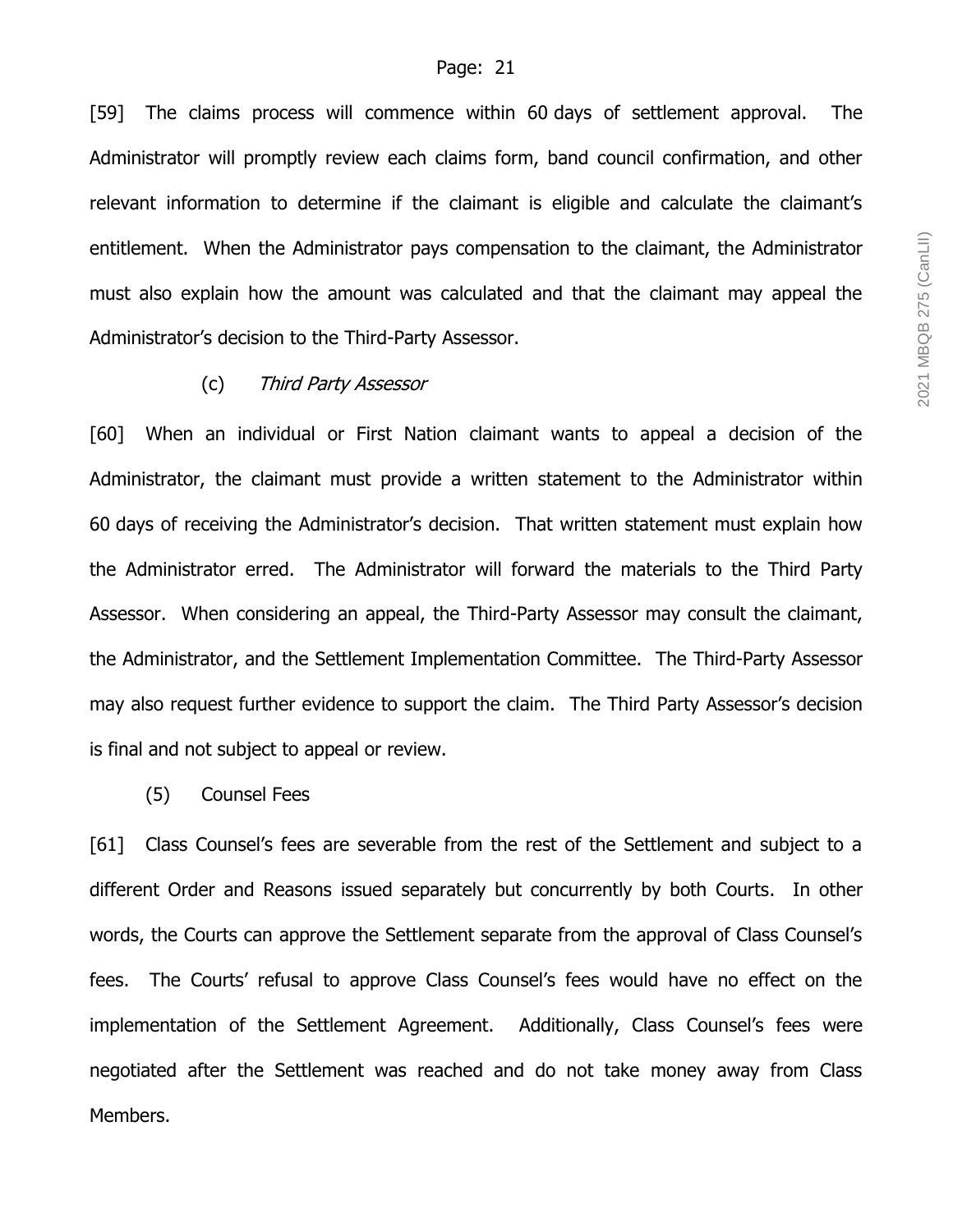[59] The claims process will commence within 60 days of settlement approval. The Administrator will promptly review each claims form, band council confirmation, and other relevant information to determine if the claimant is eligible and calculate the claimant's entitlement. When the Administrator pays compensation to the claimant, the Administrator must also explain how the amount was calculated and that the claimant may appeal the Administrator's decision to the Third-Party Assessor.

(c) *Third Party Assessor*

[60] When an individual or First Nation claimant wants to appeal a decision of the Administrator, the claimant must provide a written statement to the Administrator within 60 days of receiving the Administrator's decision. That written statement must explain how the Administrator erred. The Administrator will forward the materials to the Third Party Assessor. When considering an appeal, the Third-Party Assessor may consult the claimant, the Administrator, and the Settlement Implementation Committee. The Third-Party Assessor may also request further evidence to support the claim. The Third Party Assessor's decision is final and not subject to appeal or review.

(5) Counsel Fees

[61] Class Counsel's fees are severable from the rest of the Settlement and subject to a different Order and Reasons issued separately but concurrently by both Courts. In other words, the Courts can approve the Settlement separate from the approval of Class Counsel's fees. The Courts' refusal to approve Class Counsel's fees would have no effect on the implementation of the Settlement Agreement. Additionally, Class Counsel's fees were negotiated after the Settlement was reached and do not take money away from Class Members.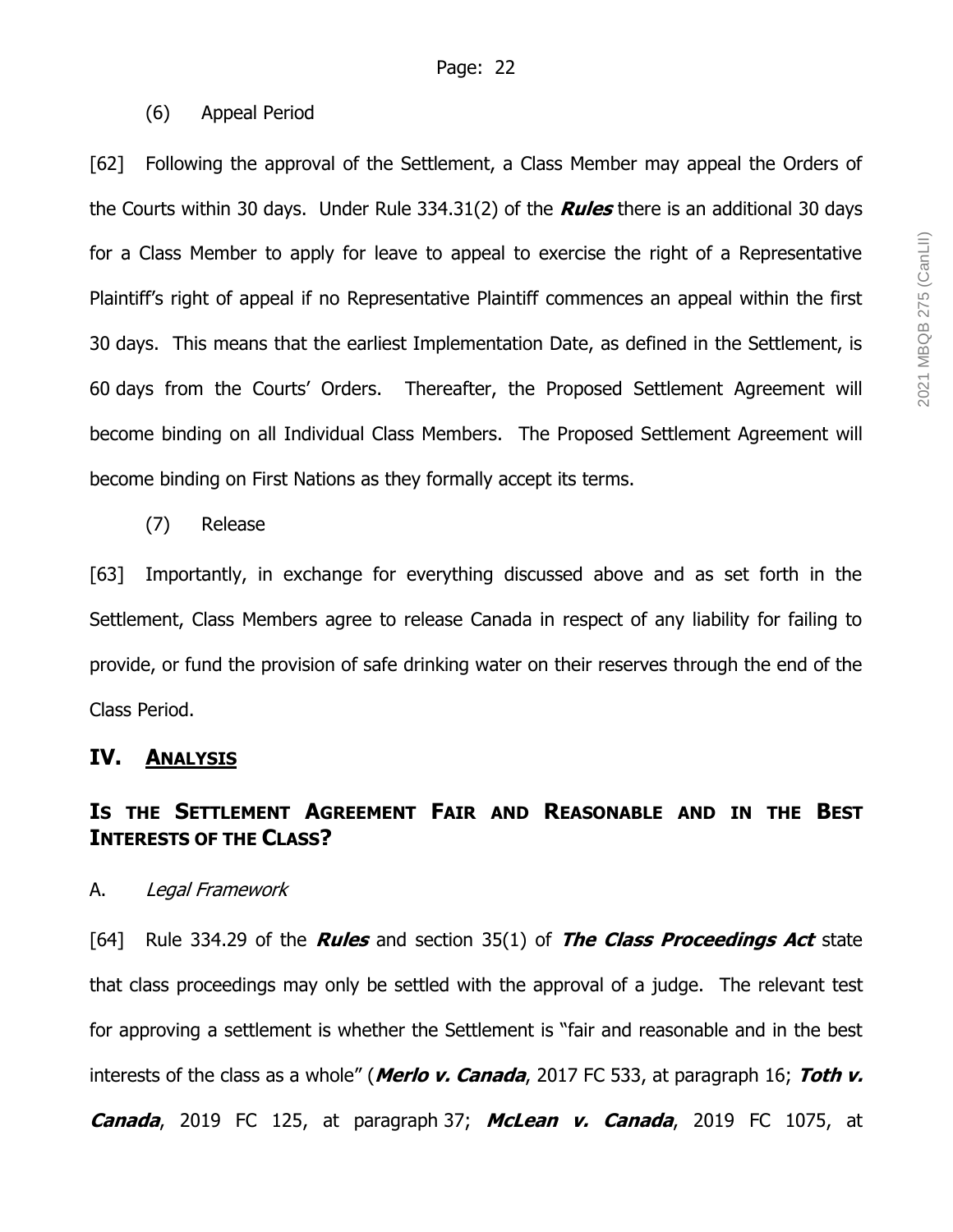(6) Appeal Period

[62] Following the approval of the Settlement, a Class Member may appeal the Orders of the Courts within 30 days. Under Rule 334.31(2) of the ***Rules*** there is an additional 30 days for a Class Member to apply for leave to appeal to exercise the right of a Representative Plaintiff's right of appeal if no Representative Plaintiff commences an appeal within the first 30 days. This means that the earliest Implementation Date, as defined in the Settlement, is 60 days from the Courts' Orders. Thereafter, the Proposed Settlement Agreement will become binding on all Individual Class Members. The Proposed Settlement Agreement will become binding on First Nations as they formally accept its terms.

(7) Release

[63] Importantly, in exchange for everything discussed above and as set forth in the Settlement, Class Members agree to release Canada in respect of any liability for failing to provide, or fund the provision of safe drinking water on their reserves through the end of the Class Period.

## IV. ANALYSIS

## IS THE SETTLEMENT AGREEMENT FAIR AND REASONABLE AND IN THE BEST INTERESTS OF THE CLASS?

A. *Legal Framework*

[64] Rule 334.29 of the ***Rules*** and section 35(1) of ***The Class Proceedings Act*** state that class proceedings may only be settled with the approval of a judge. The relevant test for approving a settlement is whether the Settlement is "fair and reasonable and in the best interests of the class as a whole" (***Merlo v. Canada***, 2017 FC 533, at paragraph 16; ***Toth v. Canada***, 2019 FC 125, at paragraph 37; ***McLean v. Canada***, 2019 FC 1075, at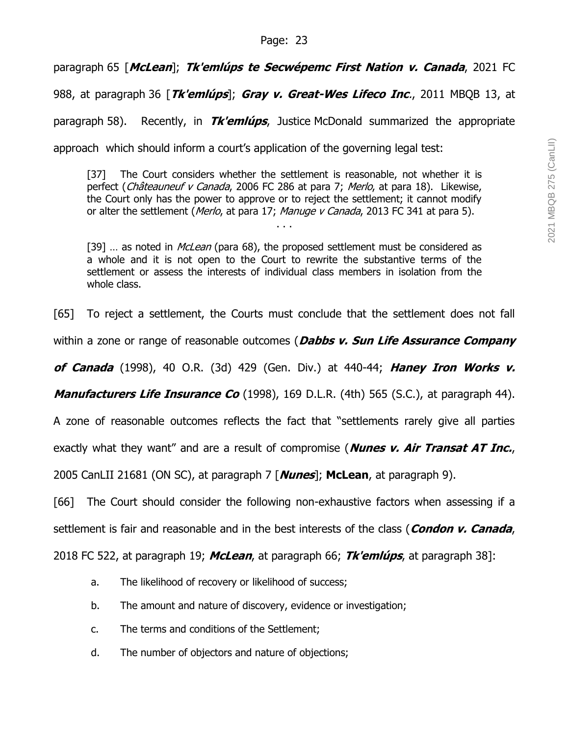paragraph 65 [***McLean***]; ***Tk'emlúps te Secwépemc First Nation v. Canada***, 2021 FC 988, at paragraph 36 [***Tk'emlúps***]; ***Gray v. Great-Wes Lifeco Inc***., 2011 MBQB 13, at paragraph 58). Recently, in ***Tk'emlúps***, Justice McDonald summarized the appropriate approach which should inform a court's application of the governing legal test:

> [37] The Court considers whether the settlement is reasonable, not whether it is perfect (*Châteauneuf v Canada*, 2006 FC 286 at para 7; *Merlo*, at para 18). Likewise, the Court only has the power to approve or to reject the settlement; it cannot modify or alter the settlement (*Merlo*, at para 17; *Manuge v Canada*, 2013 FC 341 at para 5).
>
> . . .
>
> [39] … as noted in *McLean* (para 68), the proposed settlement must be considered as a whole and it is not open to the Court to rewrite the substantive terms of the settlement or assess the interests of individual class members in isolation from the whole class.

[65] To reject a settlement, the Courts must conclude that the settlement does not fall within a zone or range of reasonable outcomes (***Dabbs v. Sun Life Assurance Company of Canada*** (1998), 40 O.R. (3d) 429 (Gen. Div.) at 440-44; ***Haney Iron Works v. Manufacturers Life Insurance Co*** (1998), 169 D.L.R. (4th) 565 (S.C.), at paragraph 44). A zone of reasonable outcomes reflects the fact that "settlements rarely give all parties exactly what they want" and are a result of compromise (***Nunes v. Air Transat AT Inc.***, 2005 CanLII 21681 (ON SC), at paragraph 7 [***Nunes***]; **McLean**, at paragraph 9).

[66] The Court should consider the following non-exhaustive factors when assessing if a settlement is fair and reasonable and in the best interests of the class (***Condon v. Canada***, 2018 FC 522, at paragraph 19; ***McLean***, at paragraph 66; ***Tk'emlúps***, at paragraph 38]:

a. The likelihood of recovery or likelihood of success;

b. The amount and nature of discovery, evidence or investigation;

c. The terms and conditions of the Settlement;

d. The number of objectors and nature of objections;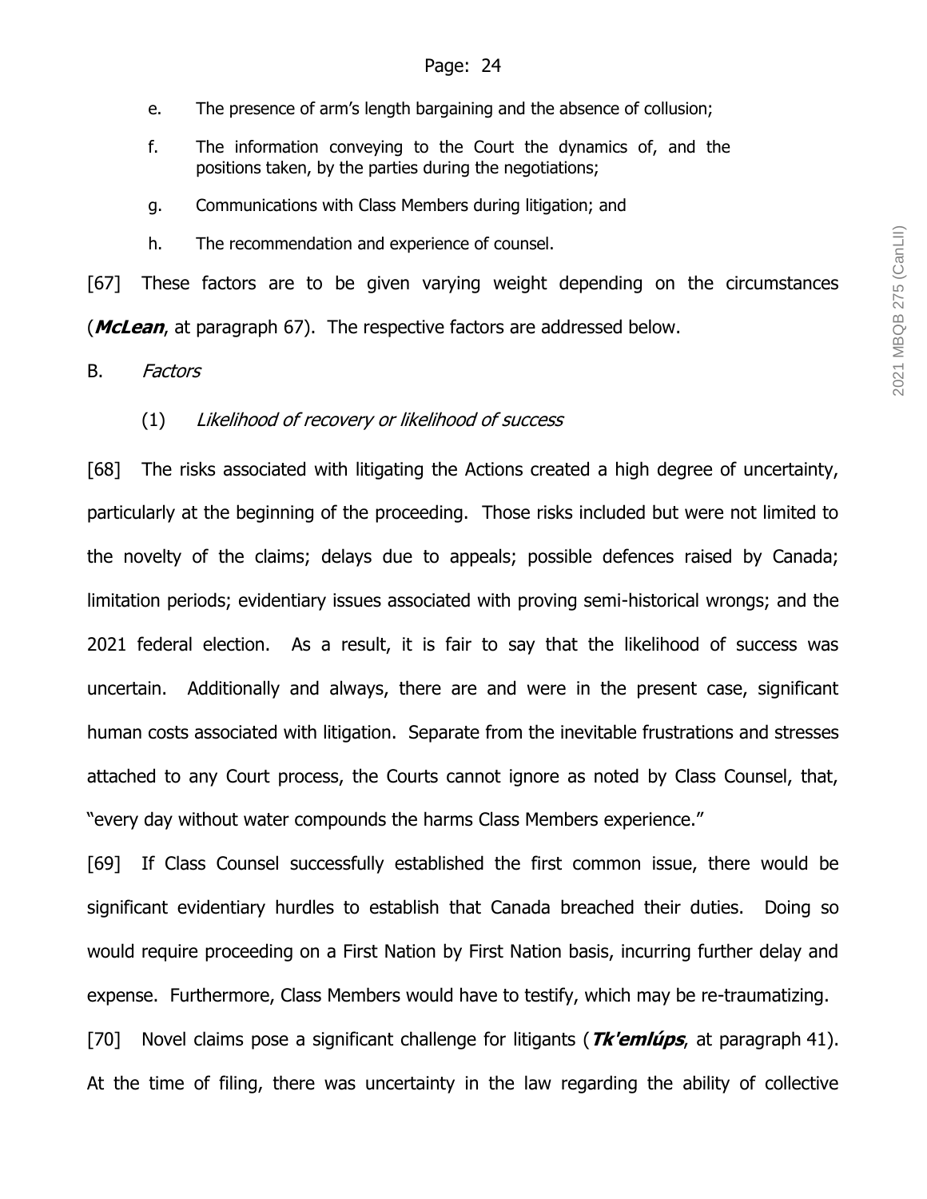e. The presence of arm's length bargaining and the absence of collusion;

f. The information conveying to the Court the dynamics of, and the positions taken, by the parties during the negotiations;

g. Communications with Class Members during litigation; and

h. The recommendation and experience of counsel.

[67] These factors are to be given varying weight depending on the circumstances (***McLean***, at paragraph 67). The respective factors are addressed below.

B. *Factors*

(1) *Likelihood of recovery or likelihood of success*

[68] The risks associated with litigating the Actions created a high degree of uncertainty, particularly at the beginning of the proceeding. Those risks included but were not limited to the novelty of the claims; delays due to appeals; possible defences raised by Canada; limitation periods; evidentiary issues associated with proving semi-historical wrongs; and the 2021 federal election. As a result, it is fair to say that the likelihood of success was uncertain. Additionally and always, there are and were in the present case, significant human costs associated with litigation. Separate from the inevitable frustrations and stresses attached to any Court process, the Courts cannot ignore as noted by Class Counsel, that, "every day without water compounds the harms Class Members experience."

[69] If Class Counsel successfully established the first common issue, there would be significant evidentiary hurdles to establish that Canada breached their duties. Doing so would require proceeding on a First Nation by First Nation basis, incurring further delay and expense. Furthermore, Class Members would have to testify, which may be re-traumatizing.

[70] Novel claims pose a significant challenge for litigants (***Tk'emlúps***, at paragraph 41). At the time of filing, there was uncertainty in the law regarding the ability of collective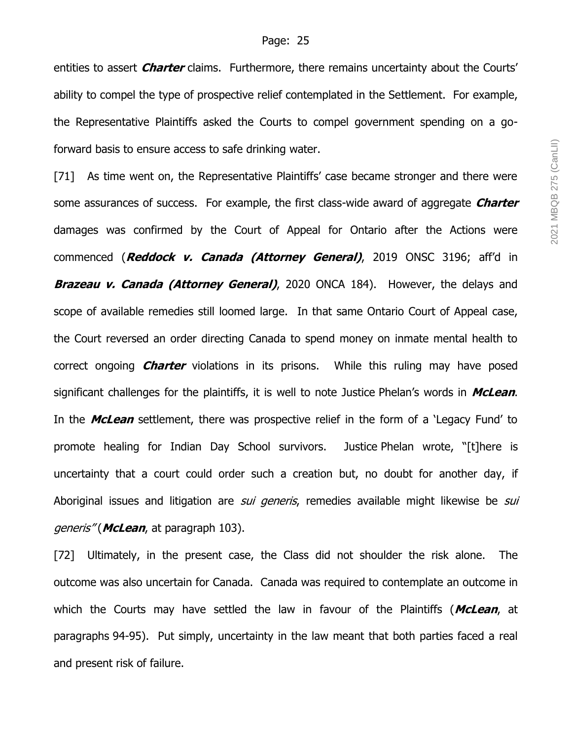entities to assert ***Charter*** claims. Furthermore, there remains uncertainty about the Courts' ability to compel the type of prospective relief contemplated in the Settlement. For example, the Representative Plaintiffs asked the Courts to compel government spending on a go-forward basis to ensure access to safe drinking water.

[71] As time went on, the Representative Plaintiffs' case became stronger and there were some assurances of success. For example, the first class-wide award of aggregate ***Charter*** damages was confirmed by the Court of Appeal for Ontario after the Actions were commenced (***Reddock v. Canada (Attorney General)***, 2019 ONSC 3196; aff'd in ***Brazeau v. Canada (Attorney General)***, 2020 ONCA 184). However, the delays and scope of available remedies still loomed large. In that same Ontario Court of Appeal case, the Court reversed an order directing Canada to spend money on inmate mental health to correct ongoing ***Charter*** violations in its prisons. While this ruling may have posed significant challenges for the plaintiffs, it is well to note Justice Phelan's words in ***McLean***. In the ***McLean*** settlement, there was prospective relief in the form of a 'Legacy Fund' to promote healing for Indian Day School survivors. Justice Phelan wrote, "[t]here is uncertainty that a court could order such a creation but, no doubt for another day, if Aboriginal issues and litigation are *sui generis*, remedies available might likewise be *sui generis*" (***McLean***, at paragraph 103).

[72] Ultimately, in the present case, the Class did not shoulder the risk alone. The outcome was also uncertain for Canada. Canada was required to contemplate an outcome in which the Courts may have settled the law in favour of the Plaintiffs (***McLean***, at paragraphs 94-95). Put simply, uncertainty in the law meant that both parties faced a real and present risk of failure.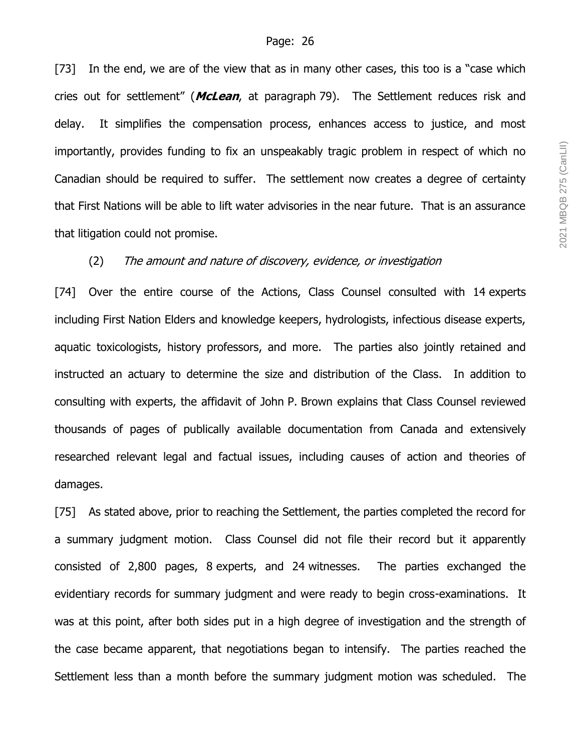[73] In the end, we are of the view that as in many other cases, this too is a "case which cries out for settlement" (***McLean***, at paragraph 79). The Settlement reduces risk and delay. It simplifies the compensation process, enhances access to justice, and most importantly, provides funding to fix an unspeakably tragic problem in respect of which no Canadian should be required to suffer. The settlement now creates a degree of certainty that First Nations will be able to lift water advisories in the near future. That is an assurance that litigation could not promise.

(2) *The amount and nature of discovery, evidence, or investigation*

[74] Over the entire course of the Actions, Class Counsel consulted with 14 experts including First Nation Elders and knowledge keepers, hydrologists, infectious disease experts, aquatic toxicologists, history professors, and more. The parties also jointly retained and instructed an actuary to determine the size and distribution of the Class. In addition to consulting with experts, the affidavit of John P. Brown explains that Class Counsel reviewed thousands of pages of publically available documentation from Canada and extensively researched relevant legal and factual issues, including causes of action and theories of damages.

[75] As stated above, prior to reaching the Settlement, the parties completed the record for a summary judgment motion. Class Counsel did not file their record but it apparently consisted of 2,800 pages, 8 experts, and 24 witnesses. The parties exchanged the evidentiary records for summary judgment and were ready to begin cross-examinations. It was at this point, after both sides put in a high degree of investigation and the strength of the case became apparent, that negotiations began to intensify. The parties reached the Settlement less than a month before the summary judgment motion was scheduled. The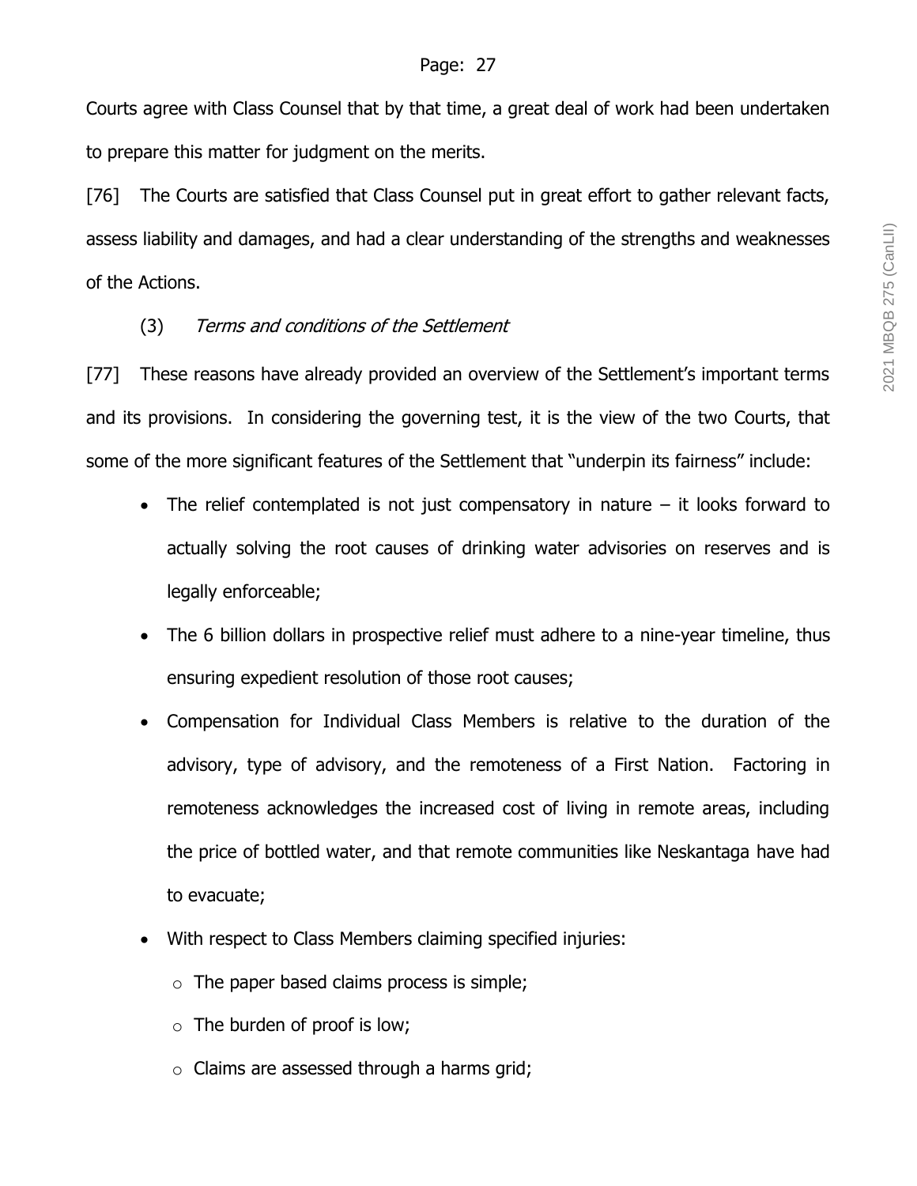Courts agree with Class Counsel that by that time, a great deal of work had been undertaken to prepare this matter for judgment on the merits.

[76] The Courts are satisfied that Class Counsel put in great effort to gather relevant facts, assess liability and damages, and had a clear understanding of the strengths and weaknesses of the Actions.

(3) *Terms and conditions of the Settlement*

[77] These reasons have already provided an overview of the Settlement's important terms and its provisions. In considering the governing test, it is the view of the two Courts, that some of the more significant features of the Settlement that "underpin its fairness" include:

- The relief contemplated is not just compensatory in nature – it looks forward to actually solving the root causes of drinking water advisories on reserves and is legally enforceable;
- The 6 billion dollars in prospective relief must adhere to a nine-year timeline, thus ensuring expedient resolution of those root causes;
- Compensation for Individual Class Members is relative to the duration of the advisory, type of advisory, and the remoteness of a First Nation. Factoring in remoteness acknowledges the increased cost of living in remote areas, including the price of bottled water, and that remote communities like Neskantaga have had to evacuate;
- With respect to Class Members claiming specified injuries:
  - The paper based claims process is simple;
  - The burden of proof is low;
  - Claims are assessed through a harms grid;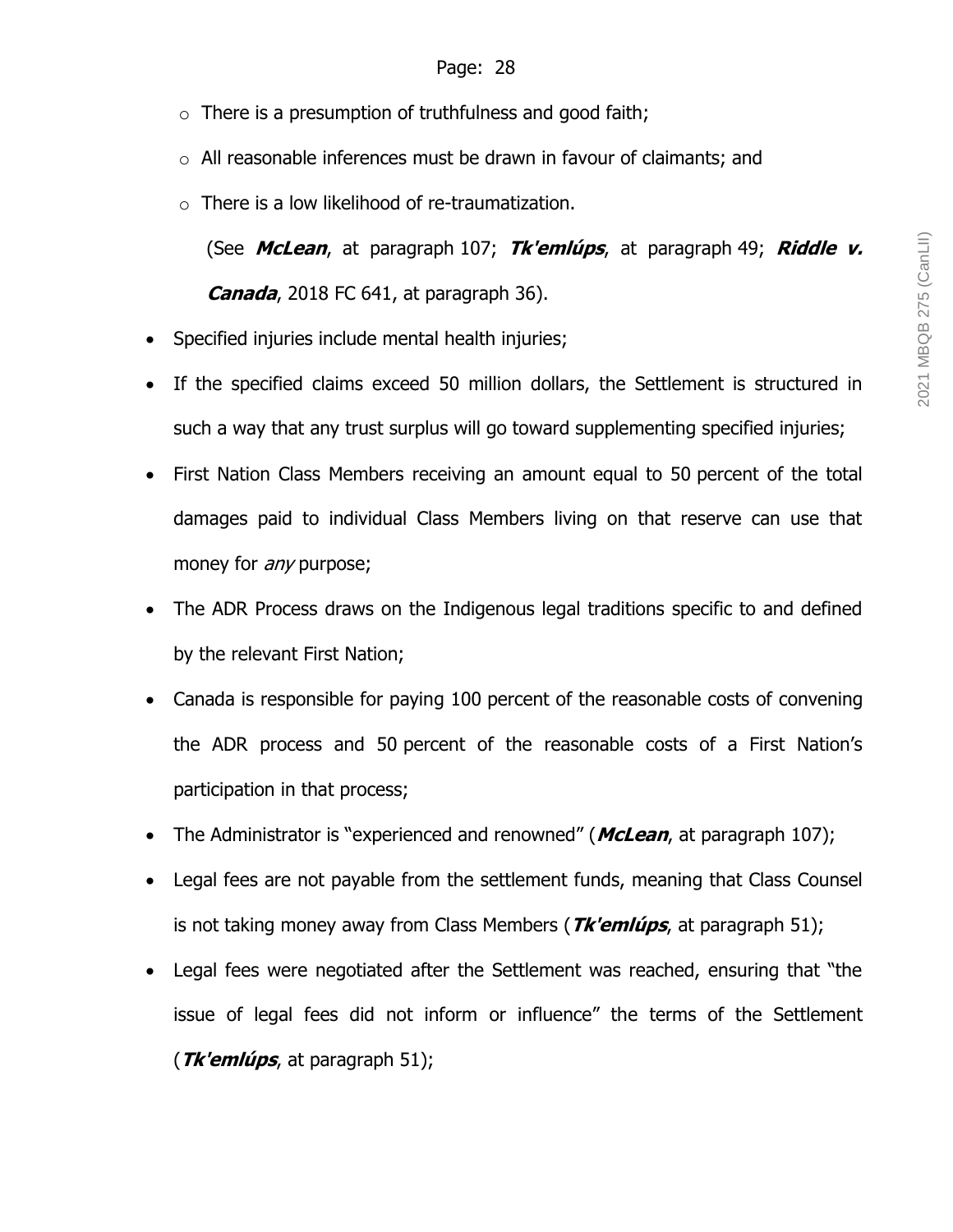- There is a presumption of truthfulness and good faith;
   - All reasonable inferences must be drawn in favour of claimants; and
   - There is a low likelihood of re-traumatization.

     (See ***McLean***, at paragraph 107; ***Tk'emlúps***, at paragraph 49; ***Riddle v. Canada***, 2018 FC 641, at paragraph 36).

- Specified injuries include mental health injuries;
- If the specified claims exceed 50 million dollars, the Settlement is structured in such a way that any trust surplus will go toward supplementing specified injuries;
- First Nation Class Members receiving an amount equal to 50 percent of the total damages paid to individual Class Members living on that reserve can use that money for *any* purpose;
- The ADR Process draws on the Indigenous legal traditions specific to and defined by the relevant First Nation;
- Canada is responsible for paying 100 percent of the reasonable costs of convening the ADR process and 50 percent of the reasonable costs of a First Nation's participation in that process;
- The Administrator is "experienced and renowned" (***McLean***, at paragraph 107);
- Legal fees are not payable from the settlement funds, meaning that Class Counsel is not taking money away from Class Members (***Tk'emlúps***, at paragraph 51);
- Legal fees were negotiated after the Settlement was reached, ensuring that "the issue of legal fees did not inform or influence" the terms of the Settlement (***Tk'emlúps***, at paragraph 51);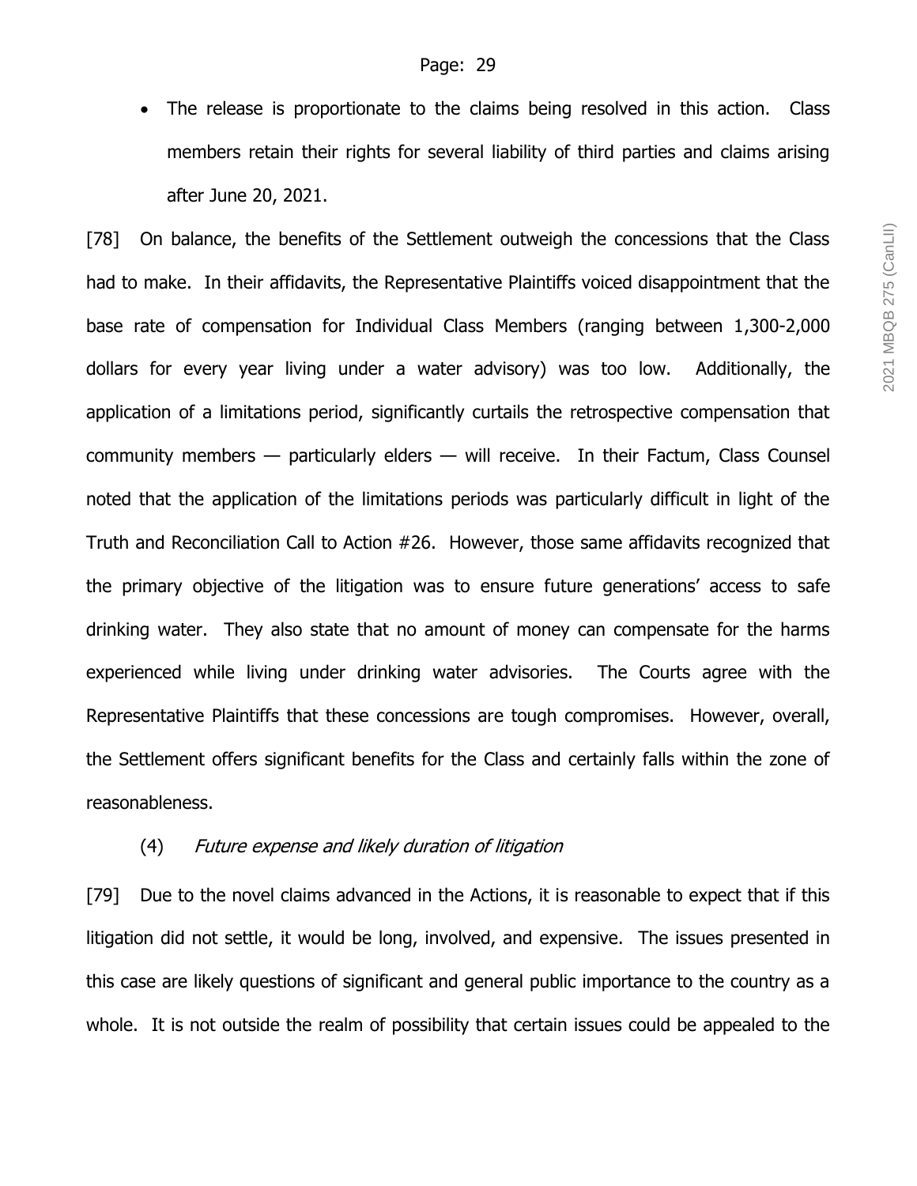- The release is proportionate to the claims being resolved in this action. Class members retain their rights for several liability of third parties and claims arising after June 20, 2021.

[78] On balance, the benefits of the Settlement outweigh the concessions that the Class had to make. In their affidavits, the Representative Plaintiffs voiced disappointment that the base rate of compensation for Individual Class Members (ranging between 1,300-2,000 dollars for every year living under a water advisory) was too low. Additionally, the application of a limitations period, significantly curtails the retrospective compensation that community members — particularly elders — will receive. In their Factum, Class Counsel noted that the application of the limitations periods was particularly difficult in light of the Truth and Reconciliation Call to Action #26. However, those same affidavits recognized that the primary objective of the litigation was to ensure future generations' access to safe drinking water. They also state that no amount of money can compensate for the harms experienced while living under drinking water advisories. The Courts agree with the Representative Plaintiffs that these concessions are tough compromises. However, overall, the Settlement offers significant benefits for the Class and certainly falls within the zone of reasonableness.

(4) *Future expense and likely duration of litigation*

[79] Due to the novel claims advanced in the Actions, it is reasonable to expect that if this litigation did not settle, it would be long, involved, and expensive. The issues presented in this case are likely questions of significant and general public importance to the country as a whole. It is not outside the realm of possibility that certain issues could be appealed to the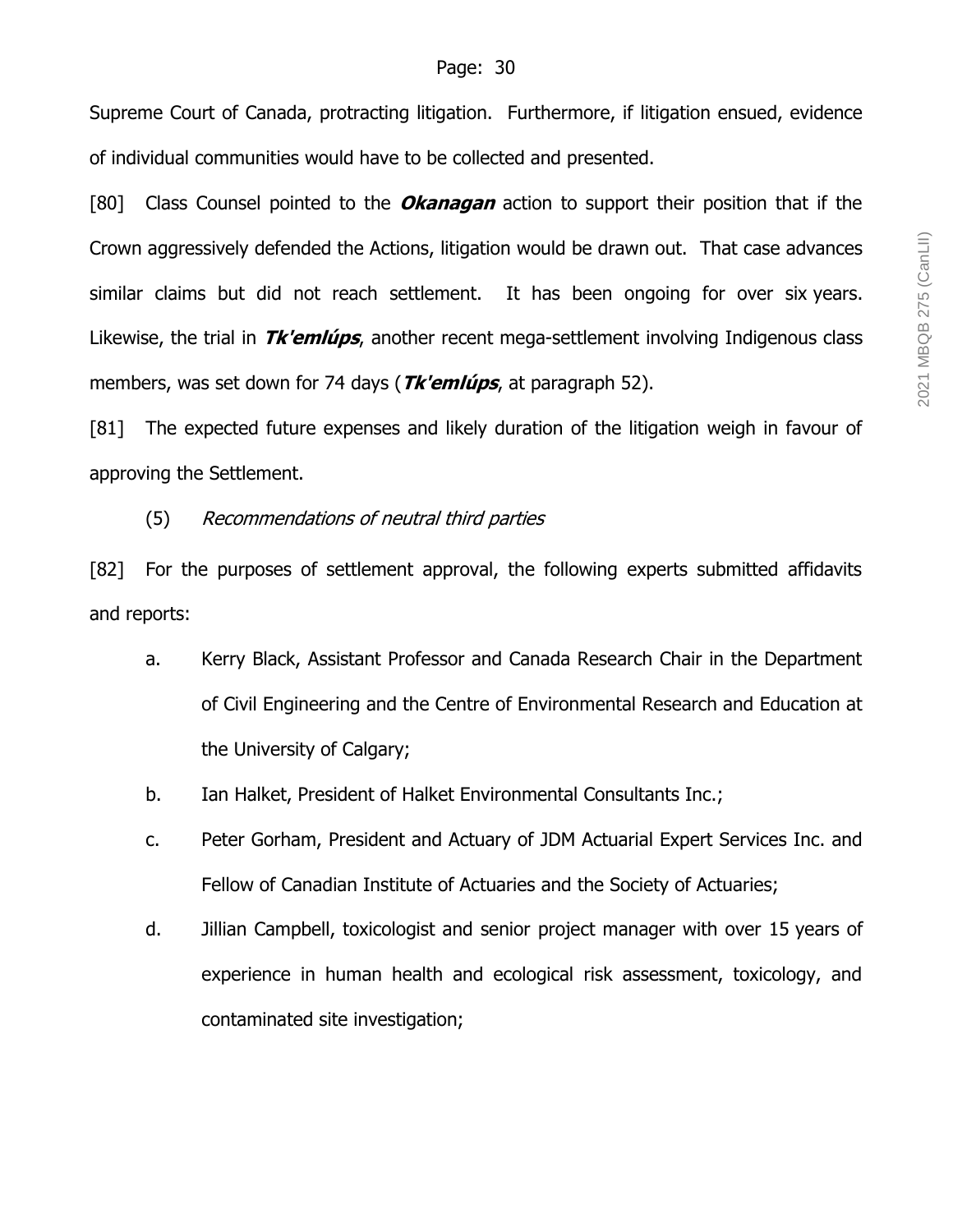Supreme Court of Canada, protracting litigation. Furthermore, if litigation ensued, evidence of individual communities would have to be collected and presented.

[80] Class Counsel pointed to the ***Okanagan*** action to support their position that if the Crown aggressively defended the Actions, litigation would be drawn out. That case advances similar claims but did not reach settlement. It has been ongoing for over six years. Likewise, the trial in ***Tk'emlúps***, another recent mega-settlement involving Indigenous class members, was set down for 74 days (***Tk'emlúps***, at paragraph 52).

[81] The expected future expenses and likely duration of the litigation weigh in favour of approving the Settlement.

(5) *Recommendations of neutral third parties*

[82] For the purposes of settlement approval, the following experts submitted affidavits and reports:

a. Kerry Black, Assistant Professor and Canada Research Chair in the Department of Civil Engineering and the Centre of Environmental Research and Education at the University of Calgary;

b. Ian Halket, President of Halket Environmental Consultants Inc.;

c. Peter Gorham, President and Actuary of JDM Actuarial Expert Services Inc. and Fellow of Canadian Institute of Actuaries and the Society of Actuaries;

d. Jillian Campbell, toxicologist and senior project manager with over 15 years of experience in human health and ecological risk assessment, toxicology, and contaminated site investigation;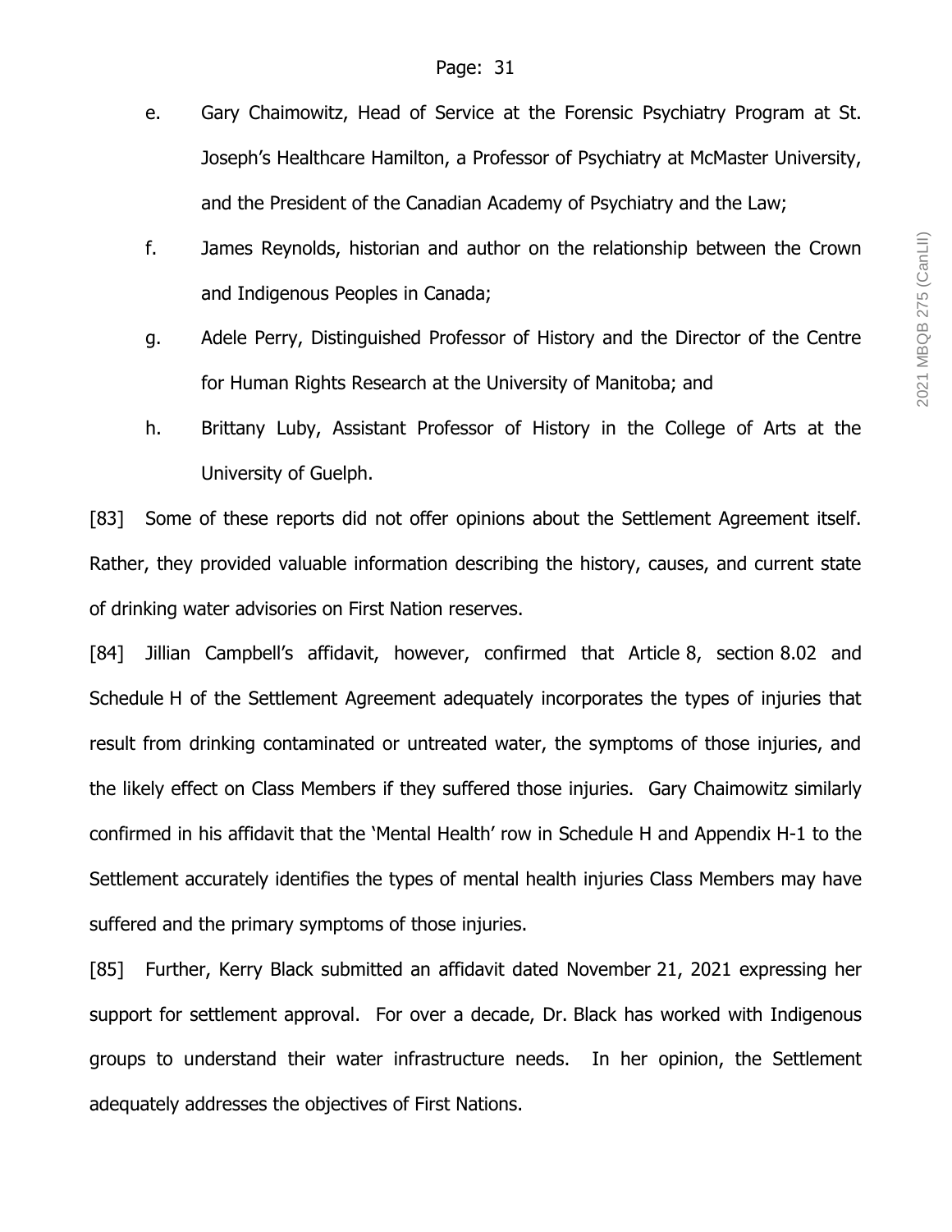e. Gary Chaimowitz, Head of Service at the Forensic Psychiatry Program at St. Joseph's Healthcare Hamilton, a Professor of Psychiatry at McMaster University, and the President of the Canadian Academy of Psychiatry and the Law;

f. James Reynolds, historian and author on the relationship between the Crown and Indigenous Peoples in Canada;

g. Adele Perry, Distinguished Professor of History and the Director of the Centre for Human Rights Research at the University of Manitoba; and

h. Brittany Luby, Assistant Professor of History in the College of Arts at the University of Guelph.

[83] Some of these reports did not offer opinions about the Settlement Agreement itself. Rather, they provided valuable information describing the history, causes, and current state of drinking water advisories on First Nation reserves.

[84] Jillian Campbell's affidavit, however, confirmed that Article 8, section 8.02 and Schedule H of the Settlement Agreement adequately incorporates the types of injuries that result from drinking contaminated or untreated water, the symptoms of those injuries, and the likely effect on Class Members if they suffered those injuries. Gary Chaimowitz similarly confirmed in his affidavit that the 'Mental Health' row in Schedule H and Appendix H-1 to the Settlement accurately identifies the types of mental health injuries Class Members may have suffered and the primary symptoms of those injuries.

[85] Further, Kerry Black submitted an affidavit dated November 21, 2021 expressing her support for settlement approval. For over a decade, Dr. Black has worked with Indigenous groups to understand their water infrastructure needs. In her opinion, the Settlement adequately addresses the objectives of First Nations.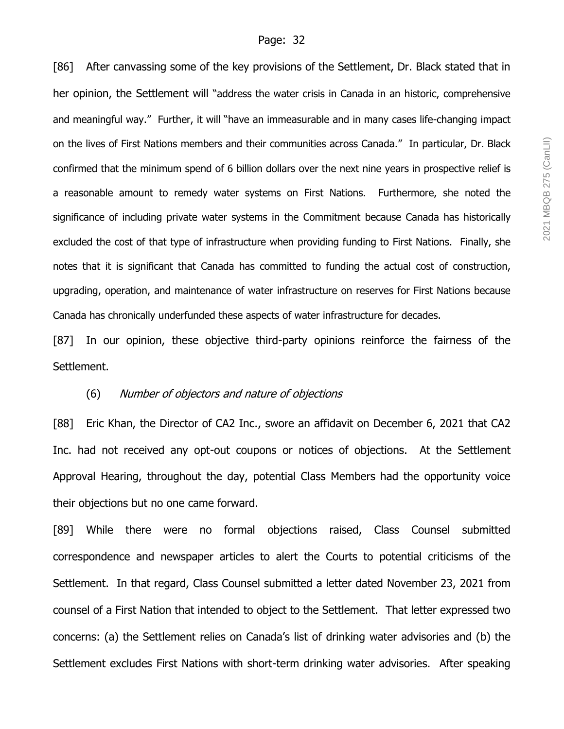[86] After canvassing some of the key provisions of the Settlement, Dr. Black stated that in her opinion, the Settlement will "address the water crisis in Canada in an historic, comprehensive and meaningful way." Further, it will "have an immeasurable and in many cases life-changing impact on the lives of First Nations members and their communities across Canada." In particular, Dr. Black confirmed that the minimum spend of 6 billion dollars over the next nine years in prospective relief is a reasonable amount to remedy water systems on First Nations. Furthermore, she noted the significance of including private water systems in the Commitment because Canada has historically excluded the cost of that type of infrastructure when providing funding to First Nations. Finally, she notes that it is significant that Canada has committed to funding the actual cost of construction, upgrading, operation, and maintenance of water infrastructure on reserves for First Nations because Canada has chronically underfunded these aspects of water infrastructure for decades.

[87] In our opinion, these objective third-party opinions reinforce the fairness of the Settlement.

(6) *Number of objectors and nature of objections*

[88] Eric Khan, the Director of CA2 Inc., swore an affidavit on December 6, 2021 that CA2 Inc. had not received any opt-out coupons or notices of objections. At the Settlement Approval Hearing, throughout the day, potential Class Members had the opportunity voice their objections but no one came forward.

[89] While there were no formal objections raised, Class Counsel submitted correspondence and newspaper articles to alert the Courts to potential criticisms of the Settlement. In that regard, Class Counsel submitted a letter dated November 23, 2021 from counsel of a First Nation that intended to object to the Settlement. That letter expressed two concerns: (a) the Settlement relies on Canada's list of drinking water advisories and (b) the Settlement excludes First Nations with short-term drinking water advisories. After speaking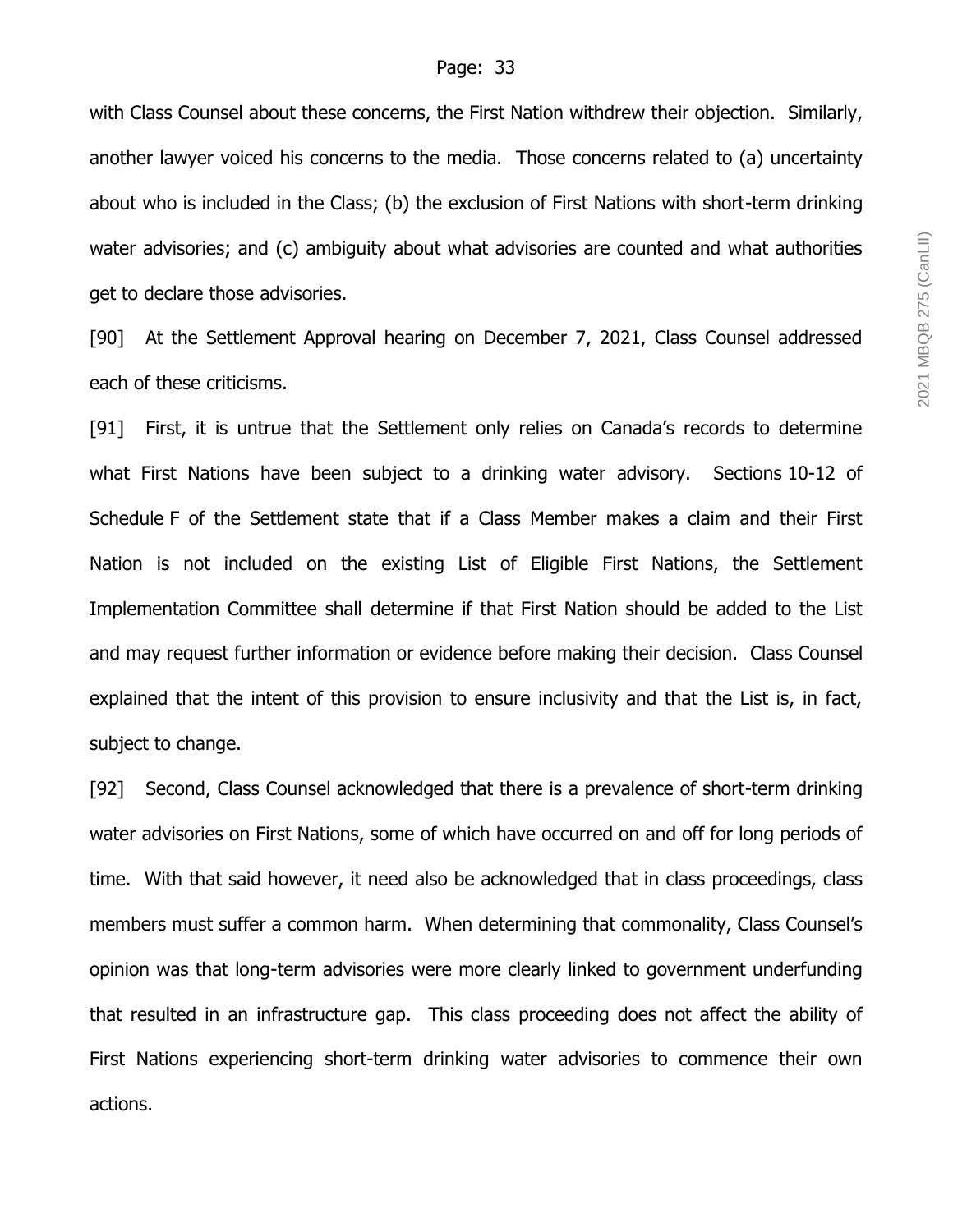with Class Counsel about these concerns, the First Nation withdrew their objection. Similarly, another lawyer voiced his concerns to the media. Those concerns related to (a) uncertainty about who is included in the Class; (b) the exclusion of First Nations with short-term drinking water advisories; and (c) ambiguity about what advisories are counted and what authorities get to declare those advisories.

[90] At the Settlement Approval hearing on December 7, 2021, Class Counsel addressed each of these criticisms.

[91] First, it is untrue that the Settlement only relies on Canada's records to determine what First Nations have been subject to a drinking water advisory. Sections 10-12 of Schedule F of the Settlement state that if a Class Member makes a claim and their First Nation is not included on the existing List of Eligible First Nations, the Settlement Implementation Committee shall determine if that First Nation should be added to the List and may request further information or evidence before making their decision. Class Counsel explained that the intent of this provision to ensure inclusivity and that the List is, in fact, subject to change.

[92] Second, Class Counsel acknowledged that there is a prevalence of short-term drinking water advisories on First Nations, some of which have occurred on and off for long periods of time. With that said however, it need also be acknowledged that in class proceedings, class members must suffer a common harm. When determining that commonality, Class Counsel's opinion was that long-term advisories were more clearly linked to government underfunding that resulted in an infrastructure gap. This class proceeding does not affect the ability of First Nations experiencing short-term drinking water advisories to commence their own actions.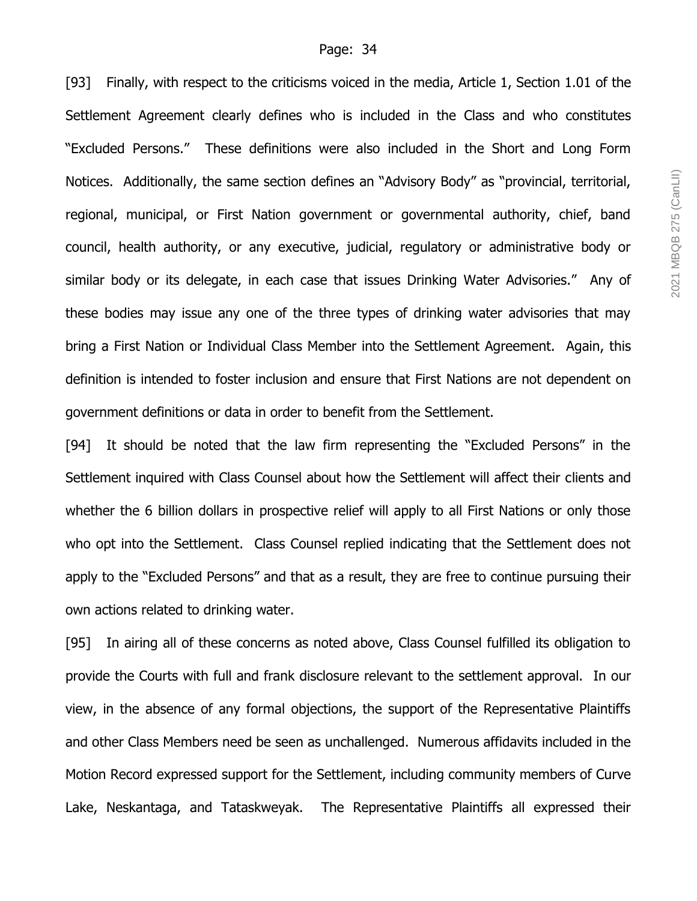[93] Finally, with respect to the criticisms voiced in the media, Article 1, Section 1.01 of the Settlement Agreement clearly defines who is included in the Class and who constitutes "Excluded Persons." These definitions were also included in the Short and Long Form Notices. Additionally, the same section defines an "Advisory Body" as "provincial, territorial, regional, municipal, or First Nation government or governmental authority, chief, band council, health authority, or any executive, judicial, regulatory or administrative body or similar body or its delegate, in each case that issues Drinking Water Advisories." Any of these bodies may issue any one of the three types of drinking water advisories that may bring a First Nation or Individual Class Member into the Settlement Agreement. Again, this definition is intended to foster inclusion and ensure that First Nations are not dependent on government definitions or data in order to benefit from the Settlement.

[94] It should be noted that the law firm representing the "Excluded Persons" in the Settlement inquired with Class Counsel about how the Settlement will affect their clients and whether the 6 billion dollars in prospective relief will apply to all First Nations or only those who opt into the Settlement. Class Counsel replied indicating that the Settlement does not apply to the "Excluded Persons" and that as a result, they are free to continue pursuing their own actions related to drinking water.

[95] In airing all of these concerns as noted above, Class Counsel fulfilled its obligation to provide the Courts with full and frank disclosure relevant to the settlement approval. In our view, in the absence of any formal objections, the support of the Representative Plaintiffs and other Class Members need be seen as unchallenged. Numerous affidavits included in the Motion Record expressed support for the Settlement, including community members of Curve Lake, Neskantaga, and Tataskweyak. The Representative Plaintiffs all expressed their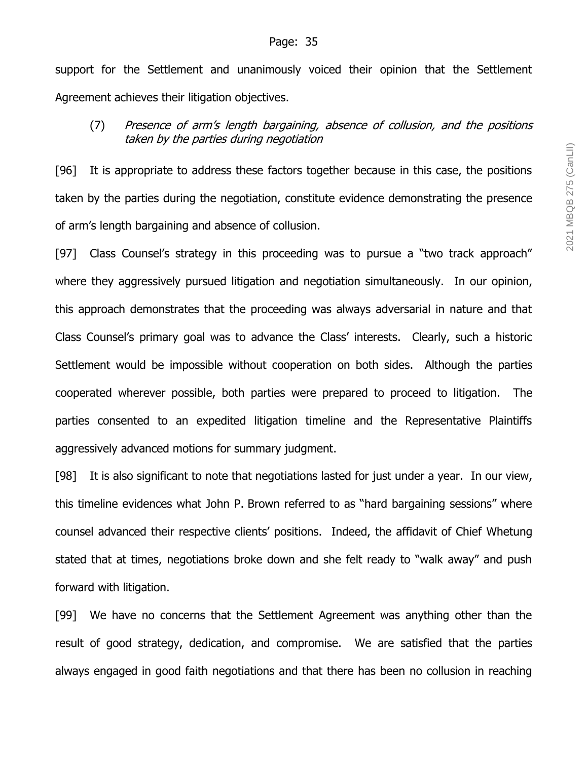support for the Settlement and unanimously voiced their opinion that the Settlement Agreement achieves their litigation objectives.

(7) *Presence of arm's length bargaining, absence of collusion, and the positions taken by the parties during negotiation*

[96] It is appropriate to address these factors together because in this case, the positions taken by the parties during the negotiation, constitute evidence demonstrating the presence of arm's length bargaining and absence of collusion.

[97] Class Counsel's strategy in this proceeding was to pursue a "two track approach" where they aggressively pursued litigation and negotiation simultaneously. In our opinion, this approach demonstrates that the proceeding was always adversarial in nature and that Class Counsel's primary goal was to advance the Class' interests. Clearly, such a historic Settlement would be impossible without cooperation on both sides. Although the parties cooperated wherever possible, both parties were prepared to proceed to litigation. The parties consented to an expedited litigation timeline and the Representative Plaintiffs aggressively advanced motions for summary judgment.

[98] It is also significant to note that negotiations lasted for just under a year. In our view, this timeline evidences what John P. Brown referred to as "hard bargaining sessions" where counsel advanced their respective clients' positions. Indeed, the affidavit of Chief Whetung stated that at times, negotiations broke down and she felt ready to "walk away" and push forward with litigation.

[99] We have no concerns that the Settlement Agreement was anything other than the result of good strategy, dedication, and compromise. We are satisfied that the parties always engaged in good faith negotiations and that there has been no collusion in reaching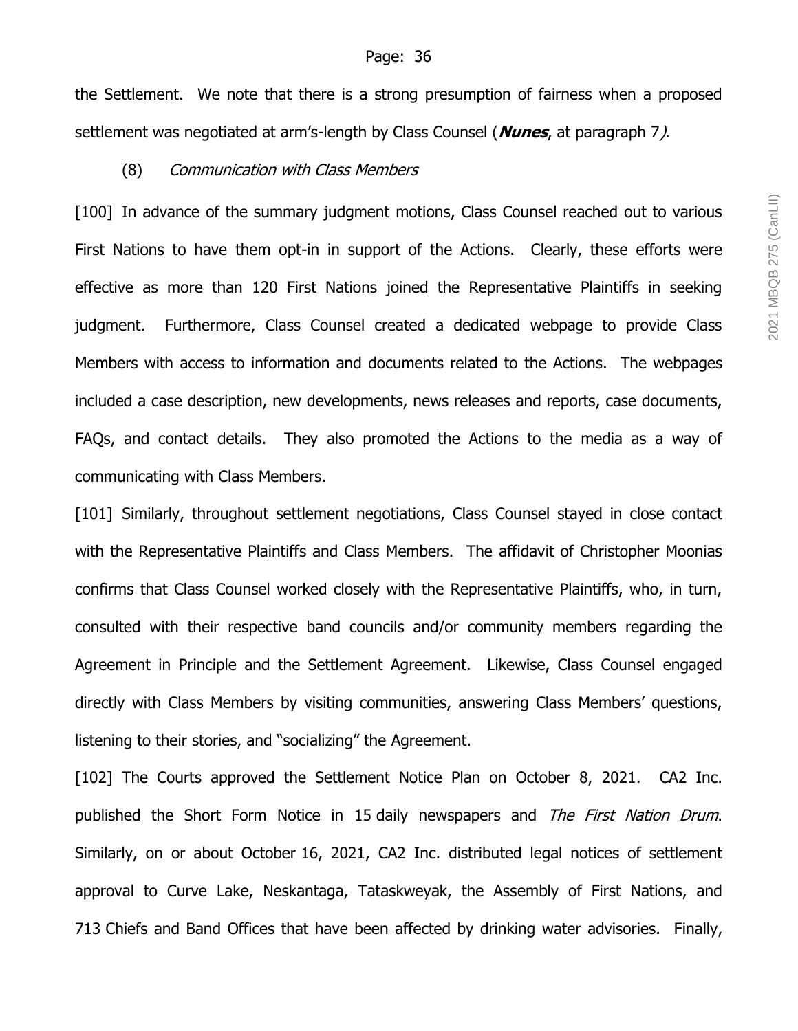the Settlement. We note that there is a strong presumption of fairness when a proposed settlement was negotiated at arm's-length by Class Counsel (***Nunes***, at paragraph 7*)*.

(8) *Communication with Class Members*

[100] In advance of the summary judgment motions, Class Counsel reached out to various First Nations to have them opt-in in support of the Actions. Clearly, these efforts were effective as more than 120 First Nations joined the Representative Plaintiffs in seeking judgment. Furthermore, Class Counsel created a dedicated webpage to provide Class Members with access to information and documents related to the Actions. The webpages included a case description, new developments, news releases and reports, case documents, FAQs, and contact details. They also promoted the Actions to the media as a way of communicating with Class Members.

[101] Similarly, throughout settlement negotiations, Class Counsel stayed in close contact with the Representative Plaintiffs and Class Members. The affidavit of Christopher Moonias confirms that Class Counsel worked closely with the Representative Plaintiffs, who, in turn, consulted with their respective band councils and/or community members regarding the Agreement in Principle and the Settlement Agreement. Likewise, Class Counsel engaged directly with Class Members by visiting communities, answering Class Members' questions, listening to their stories, and "socializing" the Agreement.

[102] The Courts approved the Settlement Notice Plan on October 8, 2021. CA2 Inc. published the Short Form Notice in 15 daily newspapers and *The First Nation Drum*. Similarly, on or about October 16, 2021, CA2 Inc. distributed legal notices of settlement approval to Curve Lake, Neskantaga, Tataskweyak, the Assembly of First Nations, and 713 Chiefs and Band Offices that have been affected by drinking water advisories. Finally,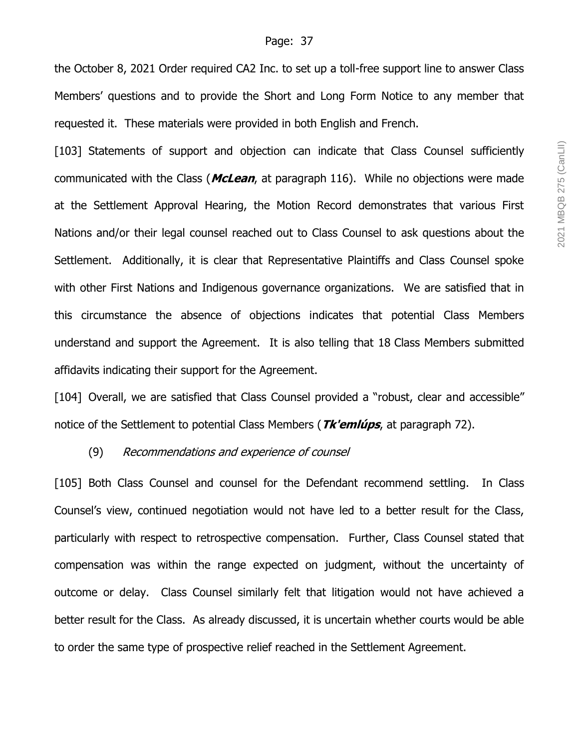the October 8, 2021 Order required CA2 Inc. to set up a toll-free support line to answer Class Members' questions and to provide the Short and Long Form Notice to any member that requested it. These materials were provided in both English and French.

[103] Statements of support and objection can indicate that Class Counsel sufficiently communicated with the Class (***McLean***, at paragraph 116). While no objections were made at the Settlement Approval Hearing, the Motion Record demonstrates that various First Nations and/or their legal counsel reached out to Class Counsel to ask questions about the Settlement. Additionally, it is clear that Representative Plaintiffs and Class Counsel spoke with other First Nations and Indigenous governance organizations. We are satisfied that in this circumstance the absence of objections indicates that potential Class Members understand and support the Agreement. It is also telling that 18 Class Members submitted affidavits indicating their support for the Agreement.

[104] Overall, we are satisfied that Class Counsel provided a "robust, clear and accessible" notice of the Settlement to potential Class Members (***Tk'emlúps***, at paragraph 72).

(9) *Recommendations and experience of counsel*

[105] Both Class Counsel and counsel for the Defendant recommend settling. In Class Counsel's view, continued negotiation would not have led to a better result for the Class, particularly with respect to retrospective compensation. Further, Class Counsel stated that compensation was within the range expected on judgment, without the uncertainty of outcome or delay. Class Counsel similarly felt that litigation would not have achieved a better result for the Class. As already discussed, it is uncertain whether courts would be able to order the same type of prospective relief reached in the Settlement Agreement.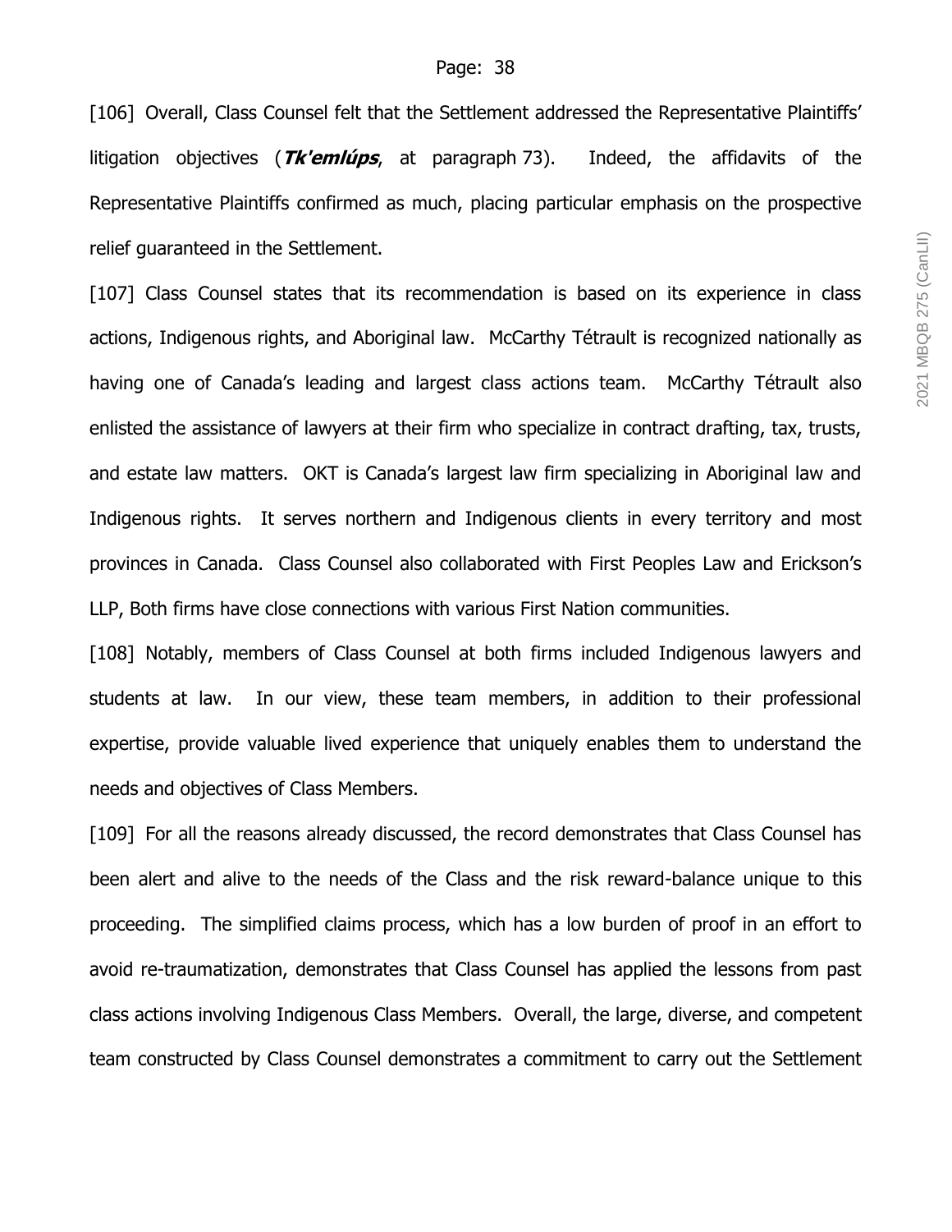[106] Overall, Class Counsel felt that the Settlement addressed the Representative Plaintiffs' litigation objectives (***Tk'emlúps***, at paragraph 73). Indeed, the affidavits of the Representative Plaintiffs confirmed as much, placing particular emphasis on the prospective relief guaranteed in the Settlement.

[107] Class Counsel states that its recommendation is based on its experience in class actions, Indigenous rights, and Aboriginal law. McCarthy Tétrault is recognized nationally as having one of Canada's leading and largest class actions team. McCarthy Tétrault also enlisted the assistance of lawyers at their firm who specialize in contract drafting, tax, trusts, and estate law matters. OKT is Canada's largest law firm specializing in Aboriginal law and Indigenous rights. It serves northern and Indigenous clients in every territory and most provinces in Canada. Class Counsel also collaborated with First Peoples Law and Erickson's LLP, Both firms have close connections with various First Nation communities.

[108] Notably, members of Class Counsel at both firms included Indigenous lawyers and students at law. In our view, these team members, in addition to their professional expertise, provide valuable lived experience that uniquely enables them to understand the needs and objectives of Class Members.

[109] For all the reasons already discussed, the record demonstrates that Class Counsel has been alert and alive to the needs of the Class and the risk reward-balance unique to this proceeding. The simplified claims process, which has a low burden of proof in an effort to avoid re-traumatization, demonstrates that Class Counsel has applied the lessons from past class actions involving Indigenous Class Members. Overall, the large, diverse, and competent team constructed by Class Counsel demonstrates a commitment to carry out the Settlement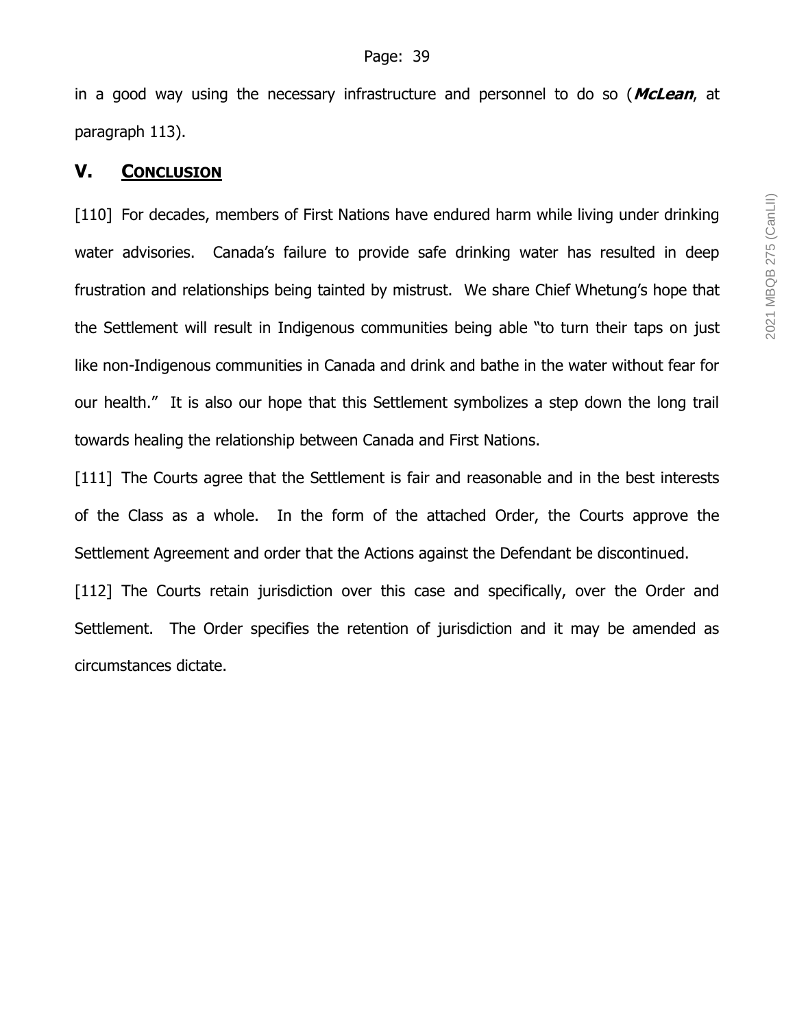in a good way using the necessary infrastructure and personnel to do so (***McLean***, at paragraph 113).

## V. CONCLUSION

[110] For decades, members of First Nations have endured harm while living under drinking water advisories. Canada's failure to provide safe drinking water has resulted in deep frustration and relationships being tainted by mistrust. We share Chief Whetung's hope that the Settlement will result in Indigenous communities being able "to turn their taps on just like non-Indigenous communities in Canada and drink and bathe in the water without fear for our health." It is also our hope that this Settlement symbolizes a step down the long trail towards healing the relationship between Canada and First Nations.

[111] The Courts agree that the Settlement is fair and reasonable and in the best interests of the Class as a whole. In the form of the attached Order, the Courts approve the Settlement Agreement and order that the Actions against the Defendant be discontinued.

[112] The Courts retain jurisdiction over this case and specifically, over the Order and Settlement. The Order specifies the retention of jurisdiction and it may be amended as circumstances dictate.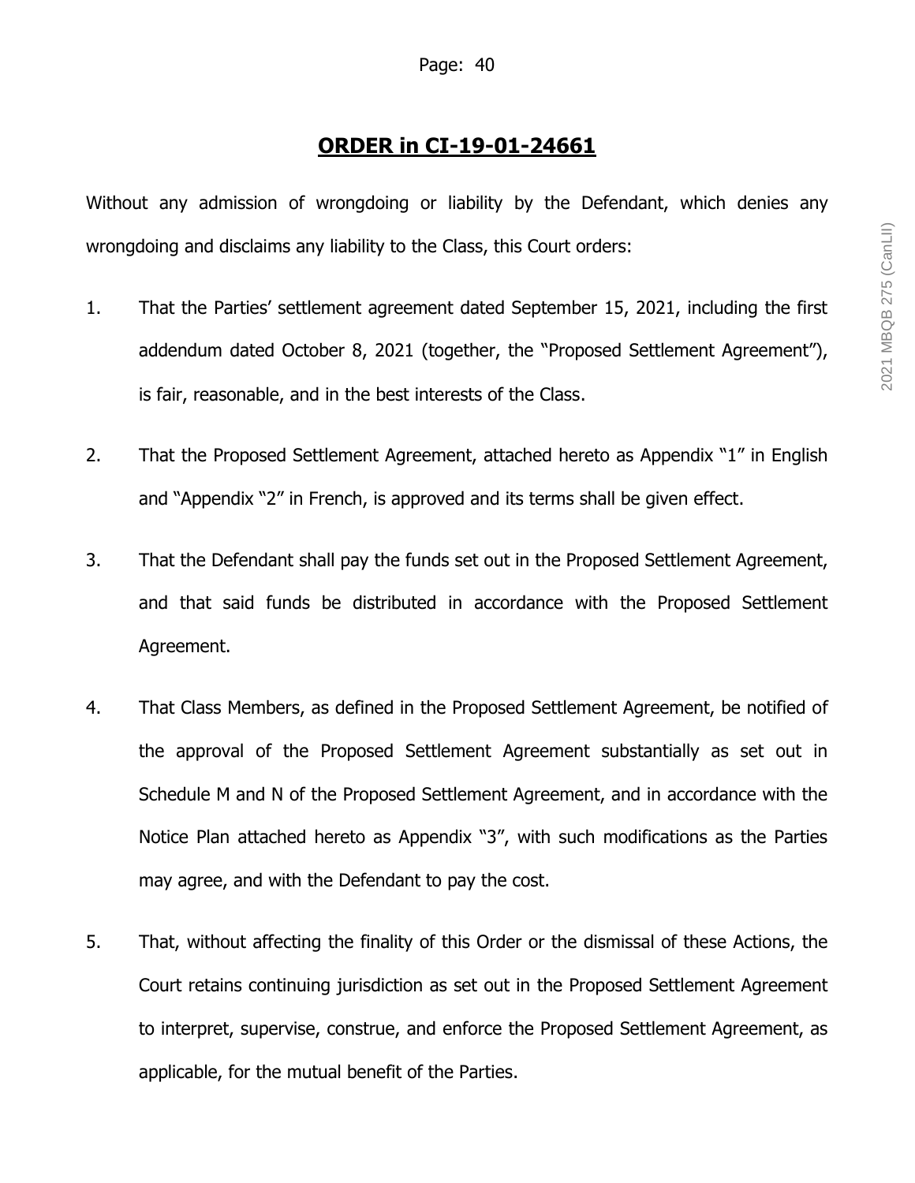## ORDER in CI-19-01-24661

Without any admission of wrongdoing or liability by the Defendant, which denies any wrongdoing and disclaims any liability to the Class, this Court orders:

1. That the Parties' settlement agreement dated September 15, 2021, including the first addendum dated October 8, 2021 (together, the "Proposed Settlement Agreement"), is fair, reasonable, and in the best interests of the Class.

2. That the Proposed Settlement Agreement, attached hereto as Appendix "1" in English and "Appendix "2" in French, is approved and its terms shall be given effect.

3. That the Defendant shall pay the funds set out in the Proposed Settlement Agreement, and that said funds be distributed in accordance with the Proposed Settlement Agreement.

4. That Class Members, as defined in the Proposed Settlement Agreement, be notified of the approval of the Proposed Settlement Agreement substantially as set out in Schedule M and N of the Proposed Settlement Agreement, and in accordance with the Notice Plan attached hereto as Appendix "3", with such modifications as the Parties may agree, and with the Defendant to pay the cost.

5. That, without affecting the finality of this Order or the dismissal of these Actions, the Court retains continuing jurisdiction as set out in the Proposed Settlement Agreement to interpret, supervise, construe, and enforce the Proposed Settlement Agreement, as applicable, for the mutual benefit of the Parties.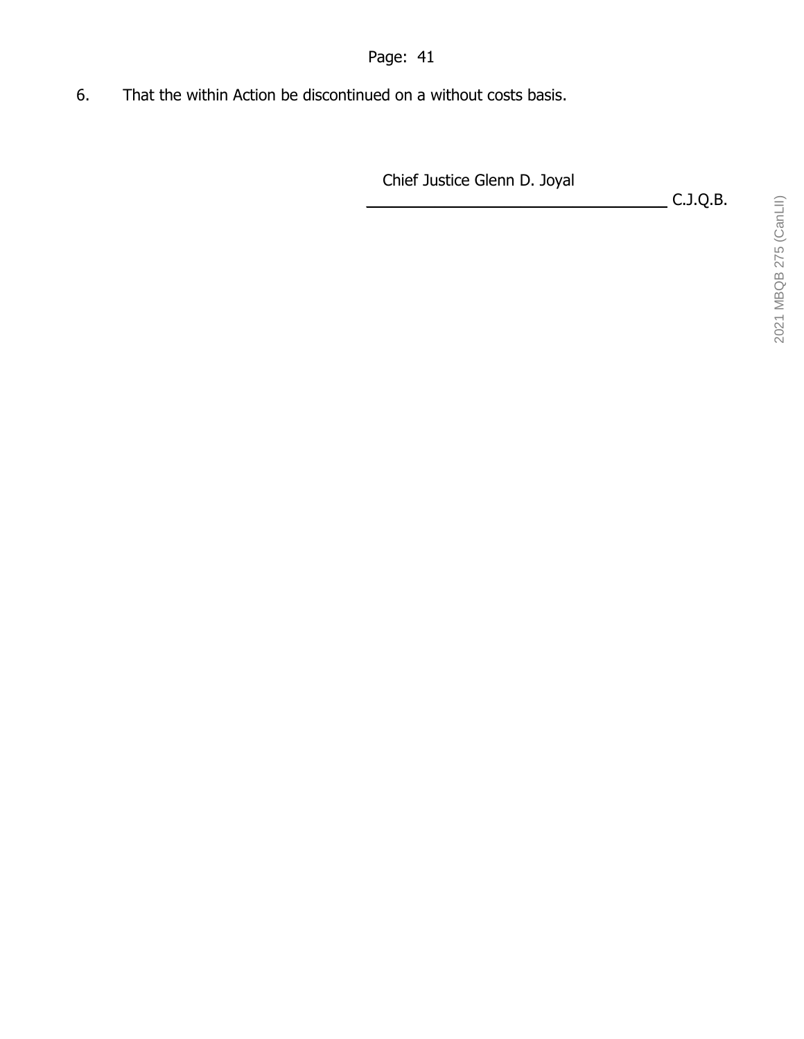6. That the within Action be discontinued on a without costs basis.

Chief Justice Glenn D. Joyal

_________________________________ C.J.Q.B.